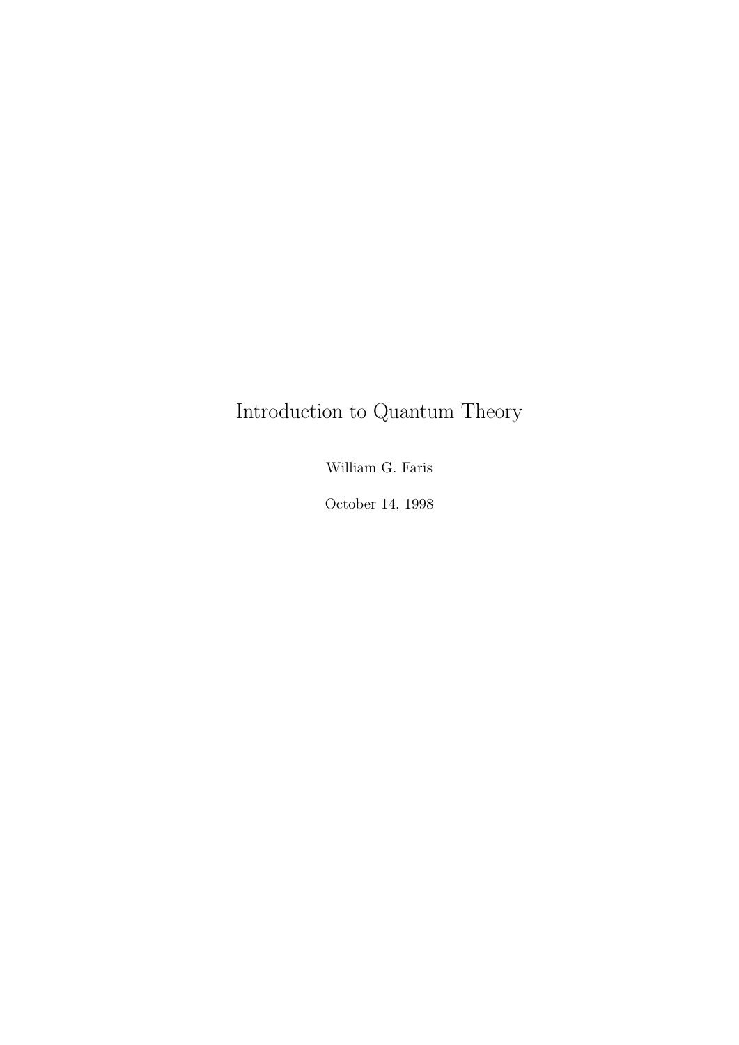# Introduction to Quantum Theory

William G. Faris

October 14, 1998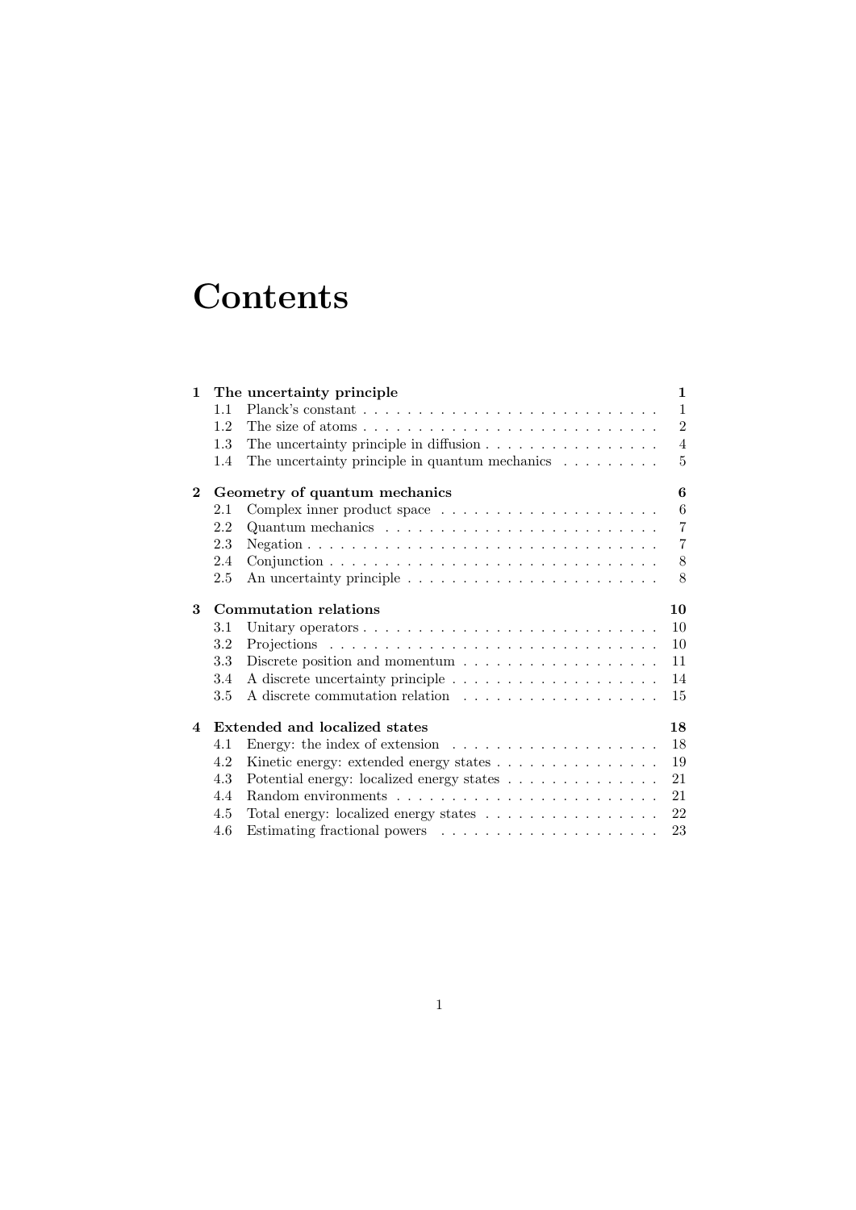# Contents

**1 The uncertainty principle** **1**

- 1.1 Planck's constant . . . . . . . . . . . . . . . . . . . . . . . . . . . 1
- 1.2 The size of atoms . . . . . . . . . . . . . . . . . . . . . . . . . . . 2
- 1.3 The uncertainty principle in diffusion . . . . . . . . . . . . . . . . 4
- 1.4 The uncertainty principle in quantum mechanics . . . . . . . . . 5

**2 Geometry of quantum mechanics** **6**

- 2.1 Complex inner product space . . . . . . . . . . . . . . . . . . . . 6
- 2.2 Quantum mechanics . . . . . . . . . . . . . . . . . . . . . . . . . 7
- 2.3 Negation . . . . . . . . . . . . . . . . . . . . . . . . . . . . . . . 7
- 2.4 Conjunction . . . . . . . . . . . . . . . . . . . . . . . . . . . . . . 8
- 2.5 An uncertainty principle . . . . . . . . . . . . . . . . . . . . . . . 8

**3 Commutation relations** **10**

- 3.1 Unitary operators . . . . . . . . . . . . . . . . . . . . . . . . . . . 10
- 3.2 Projections . . . . . . . . . . . . . . . . . . . . . . . . . . . . . . 10
- 3.3 Discrete position and momentum . . . . . . . . . . . . . . . . . . 11
- 3.4 A discrete uncertainty principle . . . . . . . . . . . . . . . . . . . 14
- 3.5 A discrete commutation relation . . . . . . . . . . . . . . . . . . 15

**4 Extended and localized states** **18**

- 4.1 Energy: the index of extension . . . . . . . . . . . . . . . . . . . 18
- 4.2 Kinetic energy: extended energy states . . . . . . . . . . . . . . . 19
- 4.3 Potential energy: localized energy states . . . . . . . . . . . . . . 21
- 4.4 Random environments . . . . . . . . . . . . . . . . . . . . . . . . 21
- 4.5 Total energy: localized energy states . . . . . . . . . . . . . . . . 22
- 4.6 Estimating fractional powers . . . . . . . . . . . . . . . . . . . . 23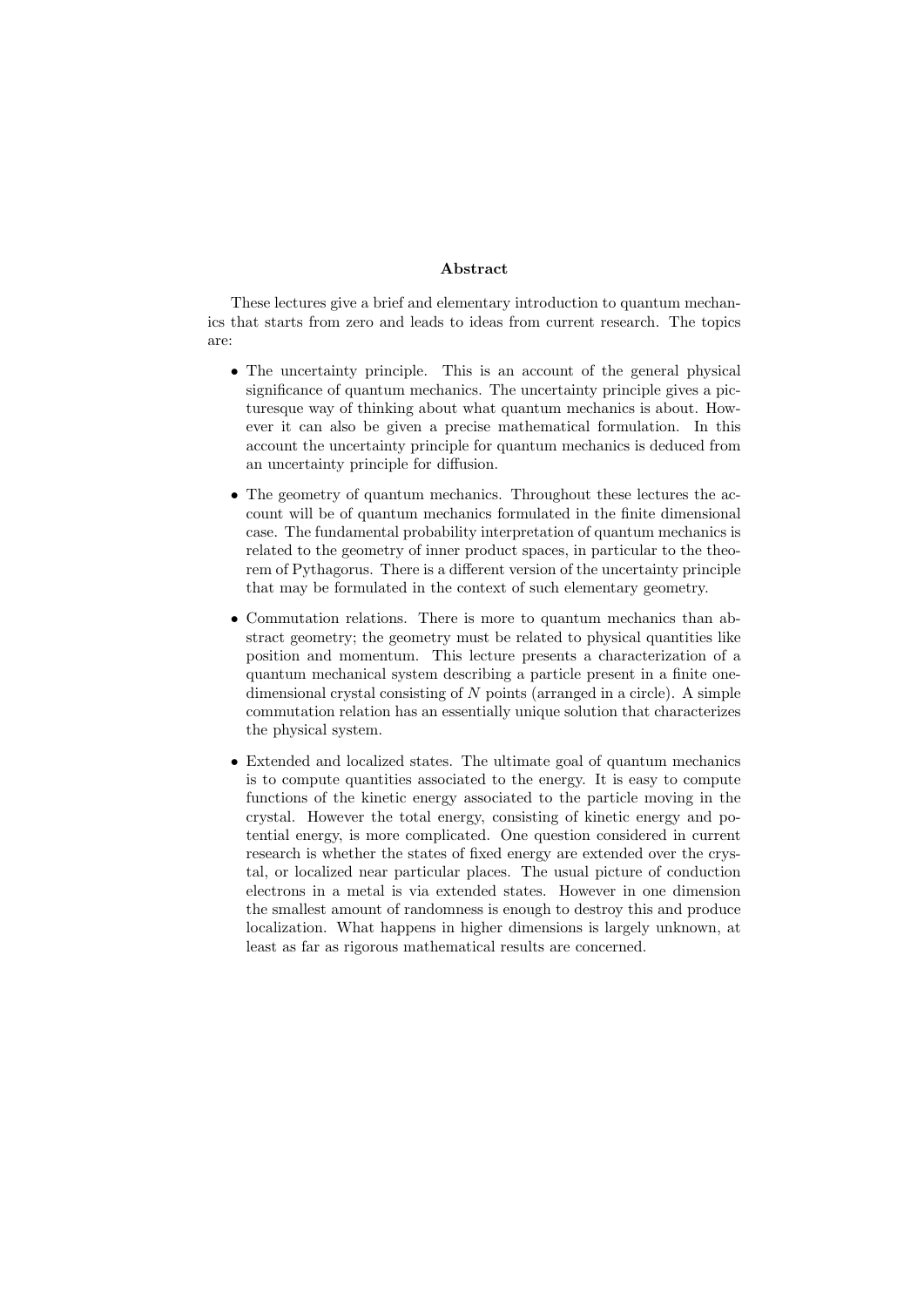## Abstract

These lectures give a brief and elementary introduction to quantum mechanics that starts from zero and leads to ideas from current research. The topics are:

- The uncertainty principle. This is an account of the general physical significance of quantum mechanics. The uncertainty principle gives a picturesque way of thinking about what quantum mechanics is about. However it can also be given a precise mathematical formulation. In this account the uncertainty principle for quantum mechanics is deduced from an uncertainty principle for diffusion.

- The geometry of quantum mechanics. Throughout these lectures the account will be of quantum mechanics formulated in the finite dimensional case. The fundamental probability interpretation of quantum mechanics is related to the geometry of inner product spaces, in particular to the theorem of Pythagorus. There is a different version of the uncertainty principle that may be formulated in the context of such elementary geometry.

- Commutation relations. There is more to quantum mechanics than abstract geometry; the geometry must be related to physical quantities like position and momentum. This lecture presents a characterization of a quantum mechanical system describing a particle present in a finite one-dimensional crystal consisting of $N$ points (arranged in a circle). A simple commutation relation has an essentially unique solution that characterizes the physical system.

- Extended and localized states. The ultimate goal of quantum mechanics is to compute quantities associated to the energy. It is easy to compute functions of the kinetic energy associated to the particle moving in the crystal. However the total energy, consisting of kinetic energy and potential energy, is more complicated. One question considered in current research is whether the states of fixed energy are extended over the crystal, or localized near particular places. The usual picture of conduction electrons in a metal is via extended states. However in one dimension the smallest amount of randomness is enough to destroy this and produce localization. What happens in higher dimensions is largely unknown, at least as far as rigorous mathematical results are concerned.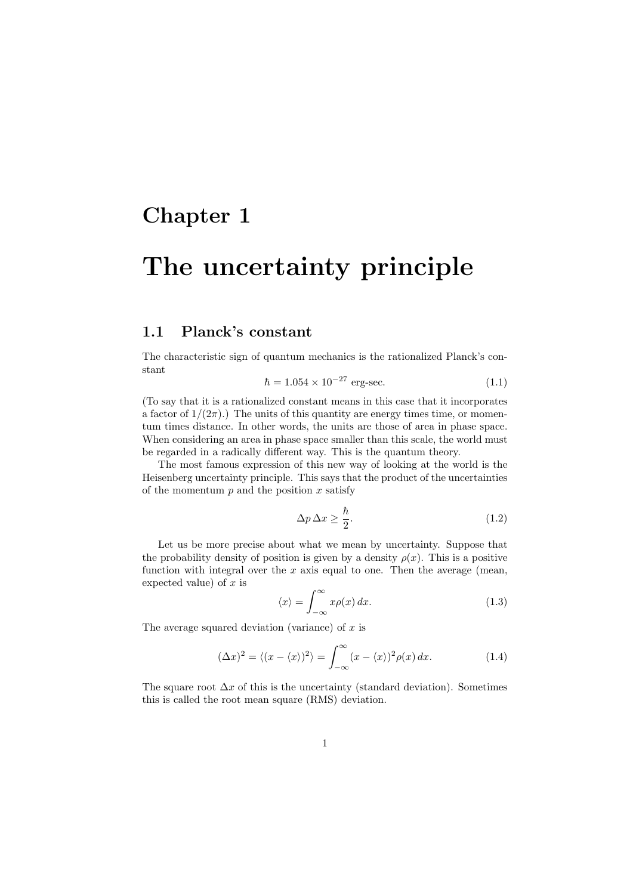# Chapter 1

# The uncertainty principle

## 1.1 Planck's constant

The characteristic sign of quantum mechanics is the rationalized Planck's constant

$$\hbar = 1.054 \times 10^{-27} \text{ erg-sec.} \tag{1.1}$$

(To say that it is a rationalized constant means in this case that it incorporates a factor of $1/(2\pi)$.) The units of this quantity are energy times time, or momentum times distance. In other words, the units are those of area in phase space. When considering an area in phase space smaller than this scale, the world must be regarded in a radically different way. This is the quantum theory.

The most famous expression of this new way of looking at the world is the Heisenberg uncertainty principle. This says that the product of the uncertainties of the momentum $p$ and the position $x$ satisfy

$$\Delta p \, \Delta x \geq \frac{\hbar}{2}. \tag{1.2}$$

Let us be more precise about what we mean by uncertainty. Suppose that the probability density of position is given by a density $\rho(x)$. This is a positive function with integral over the $x$ axis equal to one. Then the average (mean, expected value) of $x$ is

$$\langle x \rangle = \int_{-\infty}^{\infty} x\rho(x) \, dx. \tag{1.3}$$

The average squared deviation (variance) of $x$ is

$$(\Delta x)^2 = \langle (x - \langle x \rangle)^2 \rangle = \int_{-\infty}^{\infty} (x - \langle x \rangle)^2 \rho(x) \, dx. \tag{1.4}$$

The square root $\Delta x$ of this is the uncertainty (standard deviation). Sometimes this is called the root mean square (RMS) deviation.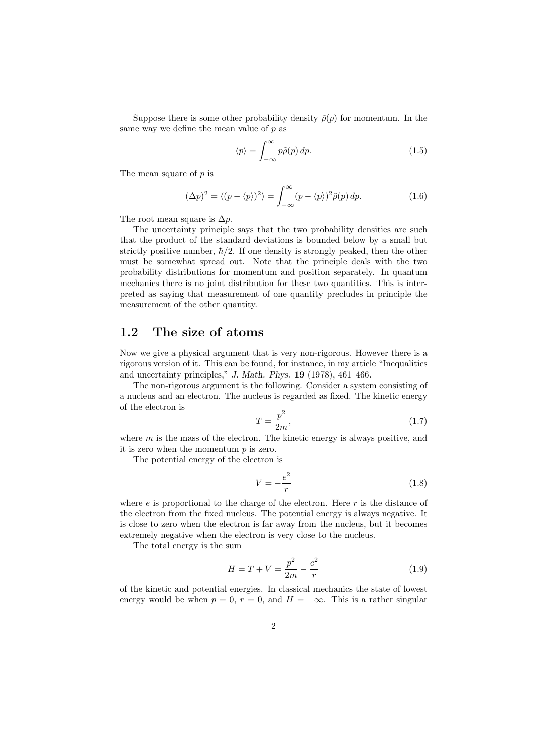Suppose there is some other probability density $\tilde{\rho}(p)$ for momentum. In the same way we define the mean value of $p$ as

$$\langle p \rangle = \int_{-\infty}^{\infty} p \tilde{\rho}(p)\, dp. \tag{1.5}$$

The mean square of $p$ is

$$(\Delta p)^2 = \langle (p - \langle p \rangle)^2 \rangle = \int_{-\infty}^{\infty} (p - \langle p \rangle)^2 \tilde{\rho}(p)\, dp. \tag{1.6}$$

The root mean square is $\Delta p$.

The uncertainty principle says that the two probability densities are such that the product of the standard deviations is bounded below by a small but strictly positive number, $\hbar/2$. If one density is strongly peaked, then the other must be somewhat spread out. Note that the principle deals with the two probability distributions for momentum and position separately. In quantum mechanics there is no joint distribution for these two quantities. This is interpreted as saying that measurement of one quantity precludes in principle the measurement of the other quantity.

## 1.2 The size of atoms

Now we give a physical argument that is very non-rigorous. However there is a rigorous version of it. This can be found, for instance, in my article "Inequalities and uncertainty principles," *J. Math. Phys.* **19** (1978), 461–466.

The non-rigorous argument is the following. Consider a system consisting of a nucleus and an electron. The nucleus is regarded as fixed. The kinetic energy of the electron is

$$T = \frac{p^2}{2m}, \tag{1.7}$$

where $m$ is the mass of the electron. The kinetic energy is always positive, and it is zero when the momentum $p$ is zero.

The potential energy of the electron is

$$V = -\frac{e^2}{r} \tag{1.8}$$

where $e$ is proportional to the charge of the electron. Here $r$ is the distance of the electron from the fixed nucleus. The potential energy is always negative. It is close to zero when the electron is far away from the nucleus, but it becomes extremely negative when the electron is very close to the nucleus.

The total energy is the sum

$$H = T + V = \frac{p^2}{2m} - \frac{e^2}{r} \tag{1.9}$$

of the kinetic and potential energies. In classical mechanics the state of lowest energy would be when $p = 0$, $r = 0$, and $H = -\infty$. This is a rather singular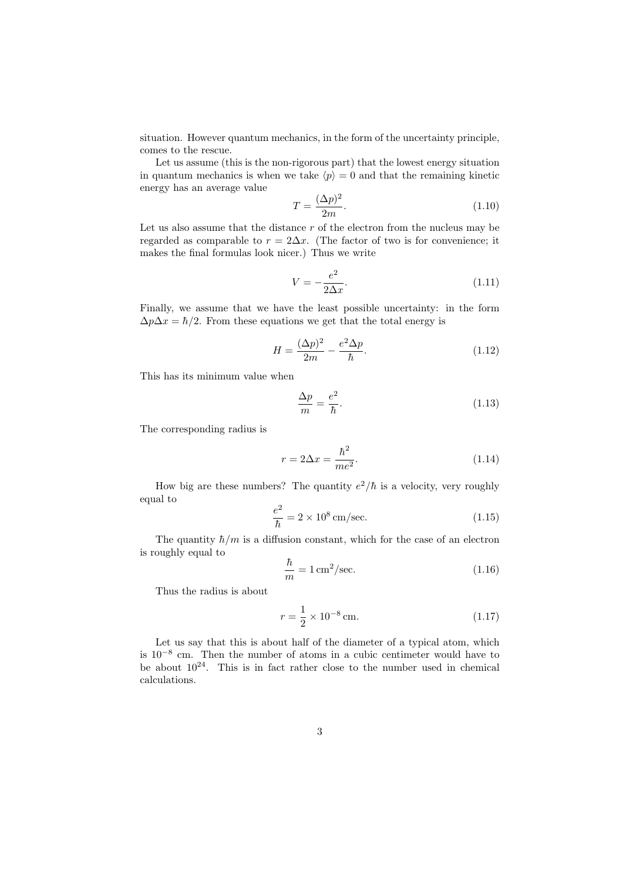situation. However quantum mechanics, in the form of the uncertainty principle, comes to the rescue.

Let us assume (this is the non-rigorous part) that the lowest energy situation in quantum mechanics is when we take $\langle p \rangle = 0$ and that the remaining kinetic energy has an average value

$$T = \frac{(\Delta p)^2}{2m}. \tag{1.10}$$

Let us also assume that the distance $r$ of the electron from the nucleus may be regarded as comparable to $r = 2\Delta x$. (The factor of two is for convenience; it makes the final formulas look nicer.) Thus we write

$$V = -\frac{e^2}{2\Delta x}. \tag{1.11}$$

Finally, we assume that we have the least possible uncertainty: in the form $\Delta p \Delta x = \hbar/2$. From these equations we get that the total energy is

$$H = \frac{(\Delta p)^2}{2m} - \frac{e^2 \Delta p}{\hbar}. \tag{1.12}$$

This has its minimum value when

$$\frac{\Delta p}{m} = \frac{e^2}{\hbar}. \tag{1.13}$$

The corresponding radius is

$$r = 2\Delta x = \frac{\hbar^2}{me^2}. \tag{1.14}$$

How big are these numbers? The quantity $e^2/\hbar$ is a velocity, very roughly equal to

$$\frac{e^2}{\hbar} = 2 \times 10^8 \,\text{cm/sec}. \tag{1.15}$$

The quantity $\hbar/m$ is a diffusion constant, which for the case of an electron is roughly equal to

$$\frac{\hbar}{m} = 1 \,\text{cm}^2\text{/sec}. \tag{1.16}$$

Thus the radius is about

$$r = \frac{1}{2} \times 10^{-8} \,\text{cm}. \tag{1.17}$$

Let us say that this is about half of the diameter of a typical atom, which is $10^{-8}$ cm. Then the number of atoms in a cubic centimeter would have to be about $10^{24}$. This is in fact rather close to the number used in chemical calculations.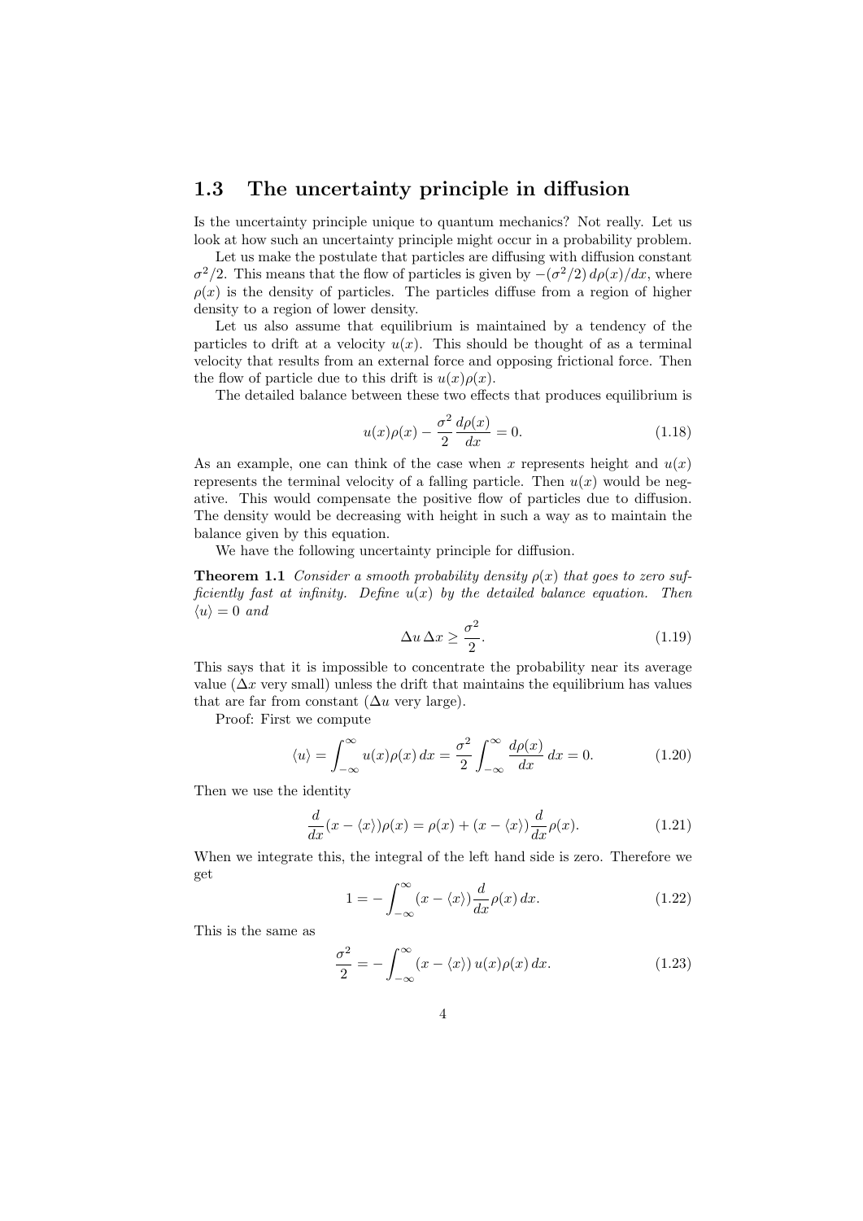## 1.3 The uncertainty principle in diffusion

Is the uncertainty principle unique to quantum mechanics? Not really. Let us look at how such an uncertainty principle might occur in a probability problem.

Let us make the postulate that particles are diffusing with diffusion constant $\sigma^2/2$. This means that the flow of particles is given by $-(\sigma^2/2)\, d\rho(x)/dx$, where $\rho(x)$ is the density of particles. The particles diffuse from a region of higher density to a region of lower density.

Let us also assume that equilibrium is maintained by a tendency of the particles to drift at a velocity $u(x)$. This should be thought of as a terminal velocity that results from an external force and opposing frictional force. Then the flow of particle due to this drift is $u(x)\rho(x)$.

The detailed balance between these two effects that produces equilibrium is

$$u(x)\rho(x) - \frac{\sigma^2}{2}\frac{d\rho(x)}{dx} = 0. \tag{1.18}$$

As an example, one can think of the case when $x$ represents height and $u(x)$ represents the terminal velocity of a falling particle. Then $u(x)$ would be negative. This would compensate the positive flow of particles due to diffusion. The density would be decreasing with height in such a way as to maintain the balance given by this equation.

We have the following uncertainty principle for diffusion.

**Theorem 1.1** *Consider a smooth probability density $\rho(x)$ that goes to zero sufficiently fast at infinity. Define $u(x)$ by the detailed balance equation. Then $\langle u \rangle = 0$ and*

$$\Delta u\, \Delta x \geq \frac{\sigma^2}{2}. \tag{1.19}$$

This says that it is impossible to concentrate the probability near its average value ($\Delta x$ very small) unless the drift that maintains the equilibrium has values that are far from constant ($\Delta u$ very large).

Proof: First we compute

$$\langle u \rangle = \int_{-\infty}^{\infty} u(x)\rho(x)\, dx = \frac{\sigma^2}{2}\int_{-\infty}^{\infty} \frac{d\rho(x)}{dx}\, dx = 0. \tag{1.20}$$

Then we use the identity

$$\frac{d}{dx}(x - \langle x \rangle)\rho(x) = \rho(x) + (x - \langle x \rangle)\frac{d}{dx}\rho(x). \tag{1.21}$$

When we integrate this, the integral of the left hand side is zero. Therefore we get

$$1 = -\int_{-\infty}^{\infty} (x - \langle x \rangle)\frac{d}{dx}\rho(x)\, dx. \tag{1.22}$$

This is the same as

$$\frac{\sigma^2}{2} = -\int_{-\infty}^{\infty} (x - \langle x \rangle)\, u(x)\rho(x)\, dx. \tag{1.23}$$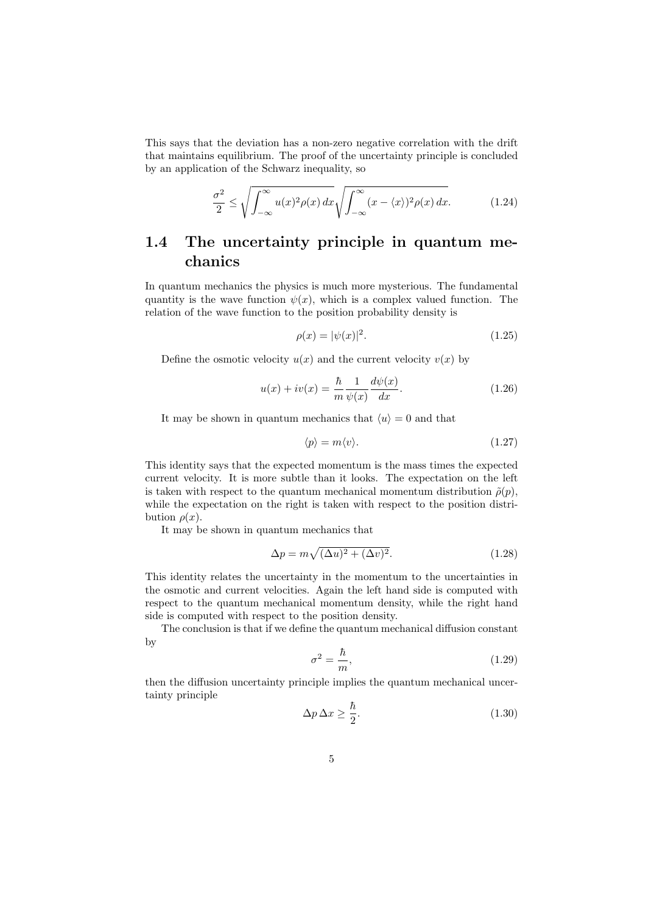This says that the deviation has a non-zero negative correlation with the drift that maintains equilibrium. The proof of the uncertainty principle is concluded by an application of the Schwarz inequality, so

$$\frac{\sigma^2}{2} \leq \sqrt{\int_{-\infty}^{\infty} u(x)^2 \rho(x)\, dx} \sqrt{\int_{-\infty}^{\infty} (x - \langle x \rangle)^2 \rho(x)\, dx}. \tag{1.24}$$

## 1.4 The uncertainty principle in quantum mechanics

In quantum mechanics the physics is much more mysterious. The fundamental quantity is the wave function $\psi(x)$, which is a complex valued function. The relation of the wave function to the position probability density is

$$\rho(x) = |\psi(x)|^2. \tag{1.25}$$

Define the osmotic velocity $u(x)$ and the current velocity $v(x)$ by

$$u(x) + iv(x) = \frac{\hbar}{m} \frac{1}{\psi(x)} \frac{d\psi(x)}{dx}. \tag{1.26}$$

It may be shown in quantum mechanics that $\langle u \rangle = 0$ and that

$$\langle p \rangle = m \langle v \rangle. \tag{1.27}$$

This identity says that the expected momentum is the mass times the expected current velocity. It is more subtle than it looks. The expectation on the left is taken with respect to the quantum mechanical momentum distribution $\tilde{\rho}(p)$, while the expectation on the right is taken with respect to the position distribution $\rho(x)$.

It may be shown in quantum mechanics that

$$\Delta p = m \sqrt{(\Delta u)^2 + (\Delta v)^2}. \tag{1.28}$$

This identity relates the uncertainty in the momentum to the uncertainties in the osmotic and current velocities. Again the left hand side is computed with respect to the quantum mechanical momentum density, while the right hand side is computed with respect to the position density.

The conclusion is that if we define the quantum mechanical diffusion constant by

$$\sigma^2 = \frac{\hbar}{m}, \tag{1.29}$$

then the diffusion uncertainty principle implies the quantum mechanical uncertainty principle

$$\Delta p \, \Delta x \geq \frac{\hbar}{2}. \tag{1.30}$$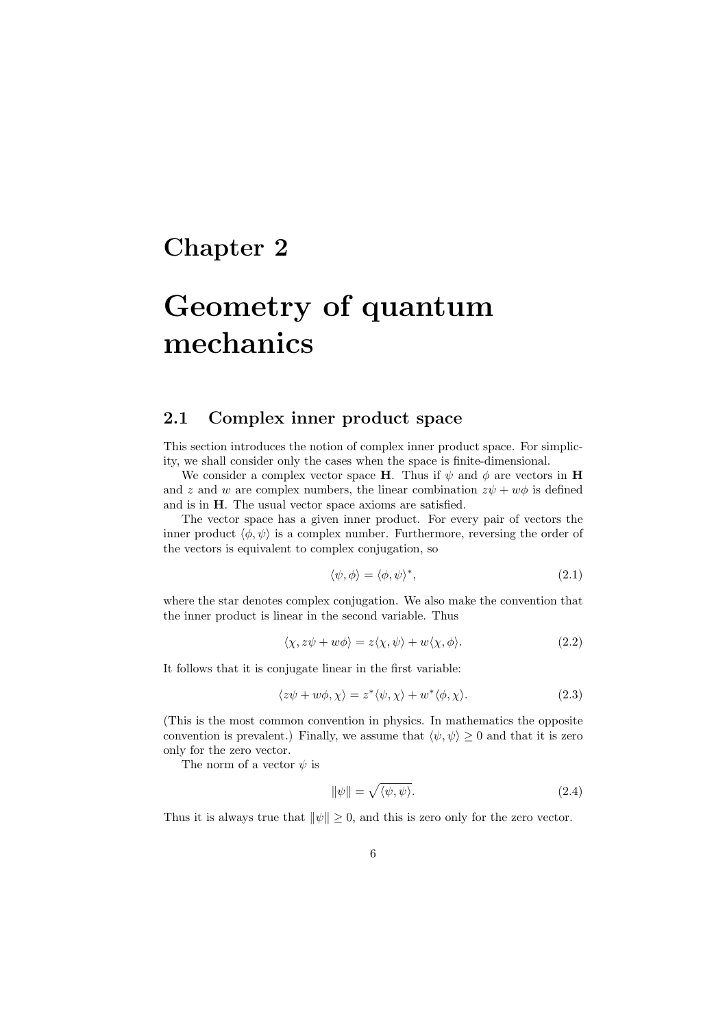# Chapter 2

# Geometry of quantum mechanics

## 2.1 Complex inner product space

This section introduces the notion of complex inner product space. For simplicity, we shall consider only the cases when the space is finite-dimensional.

We consider a complex vector space $\mathbf{H}$. Thus if $\psi$ and $\phi$ are vectors in $\mathbf{H}$ and $z$ and $w$ are complex numbers, the linear combination $z\psi + w\phi$ is defined and is in $\mathbf{H}$. The usual vector space axioms are satisfied.

The vector space has a given inner product. For every pair of vectors the inner product $\langle \phi, \psi \rangle$ is a complex number. Furthermore, reversing the order of the vectors is equivalent to complex conjugation, so

$$\langle \psi, \phi \rangle = \langle \phi, \psi \rangle^*, \tag{2.1}$$

where the star denotes complex conjugation. We also make the convention that the inner product is linear in the second variable. Thus

$$\langle \chi, z\psi + w\phi \rangle = z\langle \chi, \psi \rangle + w\langle \chi, \phi \rangle. \tag{2.2}$$

It follows that it is conjugate linear in the first variable:

$$\langle z\psi + w\phi, \chi \rangle = z^*\langle \psi, \chi \rangle + w^*\langle \phi, \chi \rangle. \tag{2.3}$$

(This is the most common convention in physics. In mathematics the opposite convention is prevalent.) Finally, we assume that $\langle \psi, \psi \rangle \geq 0$ and that it is zero only for the zero vector.

The norm of a vector $\psi$ is

$$\|\psi\| = \sqrt{\langle \psi, \psi \rangle}. \tag{2.4}$$

Thus it is always true that $\|\psi\| \geq 0$, and this is zero only for the zero vector.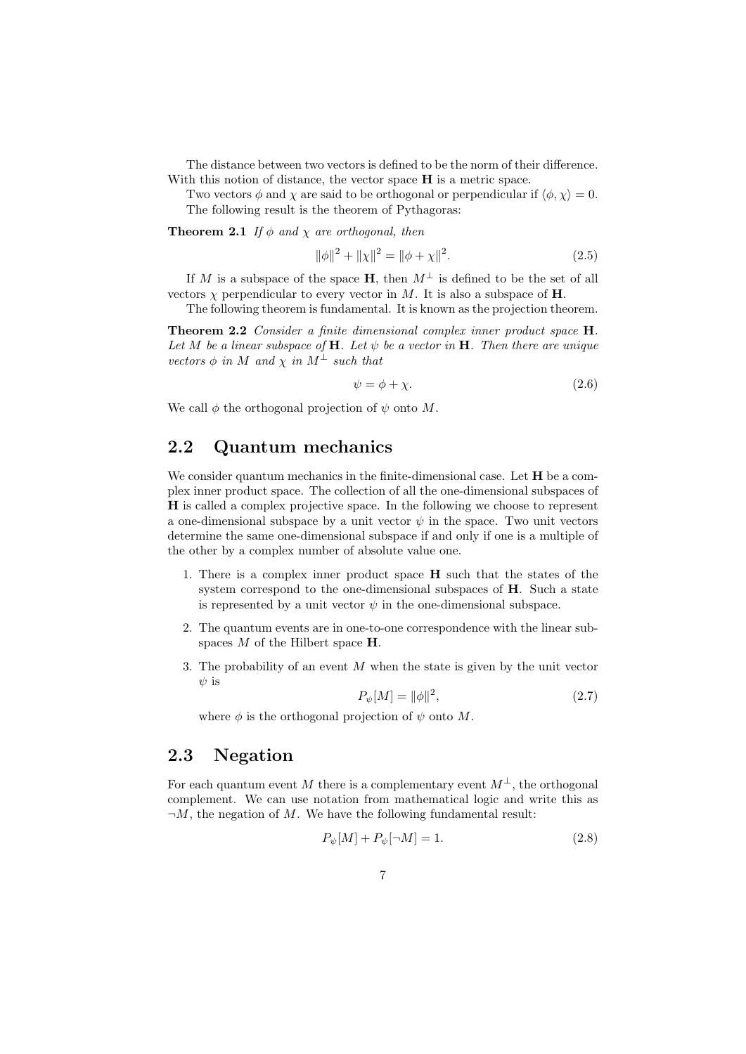The distance between two vectors is defined to be the norm of their difference. With this notion of distance, the vector space $\mathbf{H}$ is a metric space.

Two vectors $\phi$ and $\chi$ are said to be orthogonal or perpendicular if $\langle \phi, \chi \rangle = 0$.

The following result is the theorem of Pythagoras:

**Theorem 2.1** *If $\phi$ and $\chi$ are orthogonal, then*

$$\|\phi\|^2 + \|\chi\|^2 = \|\phi + \chi\|^2. \tag{2.5}$$

If $M$ is a subspace of the space $\mathbf{H}$, then $M^\perp$ is defined to be the set of all vectors $\chi$ perpendicular to every vector in $M$. It is also a subspace of $\mathbf{H}$.

The following theorem is fundamental. It is known as the projection theorem.

**Theorem 2.2** *Consider a finite dimensional complex inner product space $\mathbf{H}$. Let $M$ be a linear subspace of $\mathbf{H}$. Let $\psi$ be a vector in $\mathbf{H}$. Then there are unique vectors $\phi$ in $M$ and $\chi$ in $M^\perp$ such that*

$$\psi = \phi + \chi. \tag{2.6}$$

We call $\phi$ the orthogonal projection of $\psi$ onto $M$.

## 2.2 Quantum mechanics

We consider quantum mechanics in the finite-dimensional case. Let $\mathbf{H}$ be a complex inner product space. The collection of all the one-dimensional subspaces of $\mathbf{H}$ is called a complex projective space. In the following we choose to represent a one-dimensional subspace by a unit vector $\psi$ in the space. Two unit vectors determine the same one-dimensional subspace if and only if one is a multiple of the other by a complex number of absolute value one.

1. There is a complex inner product space $\mathbf{H}$ such that the states of the system correspond to the one-dimensional subspaces of $\mathbf{H}$. Such a state is represented by a unit vector $\psi$ in the one-dimensional subspace.
2. The quantum events are in one-to-one correspondence with the linear subspaces $M$ of the Hilbert space $\mathbf{H}$.
3. The probability of an event $M$ when the state is given by the unit vector $\psi$ is
$$P_\psi[M] = \|\phi\|^2, \tag{2.7}$$
where $\phi$ is the orthogonal projection of $\psi$ onto $M$.

## 2.3 Negation

For each quantum event $M$ there is a complementary event $M^\perp$, the orthogonal complement. We can use notation from mathematical logic and write this as $\neg M$, the negation of $M$. We have the following fundamental result:

$$P_\psi[M] + P_\psi[\neg M] = 1. \tag{2.8}$$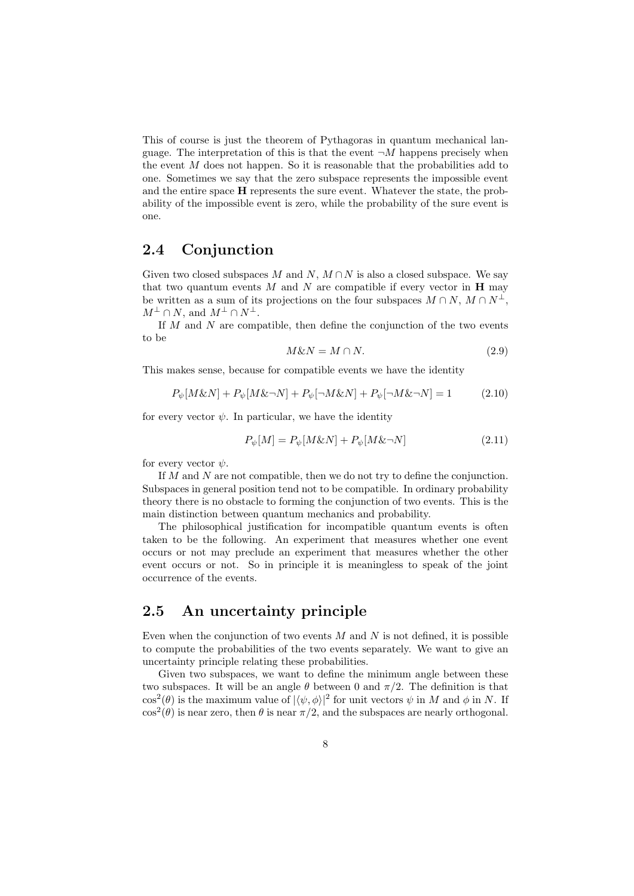This of course is just the theorem of Pythagoras in quantum mechanical language. The interpretation of this is that the event $\neg M$ happens precisely when the event $M$ does not happen. So it is reasonable that the probabilities add to one. Sometimes we say that the zero subspace represents the impossible event and the entire space $\mathbf{H}$ represents the sure event. Whatever the state, the probability of the impossible event is zero, while the probability of the sure event is one.

## 2.4 Conjunction

Given two closed subspaces $M$ and $N$, $M \cap N$ is also a closed subspace. We say that two quantum events $M$ and $N$ are compatible if every vector in $\mathbf{H}$ may be written as a sum of its projections on the four subspaces $M \cap N$, $M \cap N^{\perp}$, $M^{\perp} \cap N$, and $M^{\perp} \cap N^{\perp}$.

If $M$ and $N$ are compatible, then define the conjunction of the two events to be

$$M \& N = M \cap N. \tag{2.9}$$

This makes sense, because for compatible events we have the identity

$$P_{\psi}[M \& N] + P_{\psi}[M \& \neg N] + P_{\psi}[\neg M \& N] + P_{\psi}[\neg M \& \neg N] = 1 \tag{2.10}$$

for every vector $\psi$. In particular, we have the identity

$$P_{\psi}[M] = P_{\psi}[M \& N] + P_{\psi}[M \& \neg N] \tag{2.11}$$

for every vector $\psi$.

If $M$ and $N$ are not compatible, then we do not try to define the conjunction. Subspaces in general position tend not to be compatible. In ordinary probability theory there is no obstacle to forming the conjunction of two events. This is the main distinction between quantum mechanics and probability.

The philosophical justification for incompatible quantum events is often taken to be the following. An experiment that measures whether one event occurs or not may preclude an experiment that measures whether the other event occurs or not. So in principle it is meaningless to speak of the joint occurrence of the events.

## 2.5 An uncertainty principle

Even when the conjunction of two events $M$ and $N$ is not defined, it is possible to compute the probabilities of the two events separately. We want to give an uncertainty principle relating these probabilities.

Given two subspaces, we want to define the minimum angle between these two subspaces. It will be an angle $\theta$ between 0 and $\pi/2$. The definition is that $\cos^2(\theta)$ is the maximum value of $|\langle \psi, \phi \rangle|^2$ for unit vectors $\psi$ in $M$ and $\phi$ in $N$. If $\cos^2(\theta)$ is near zero, then $\theta$ is near $\pi/2$, and the subspaces are nearly orthogonal.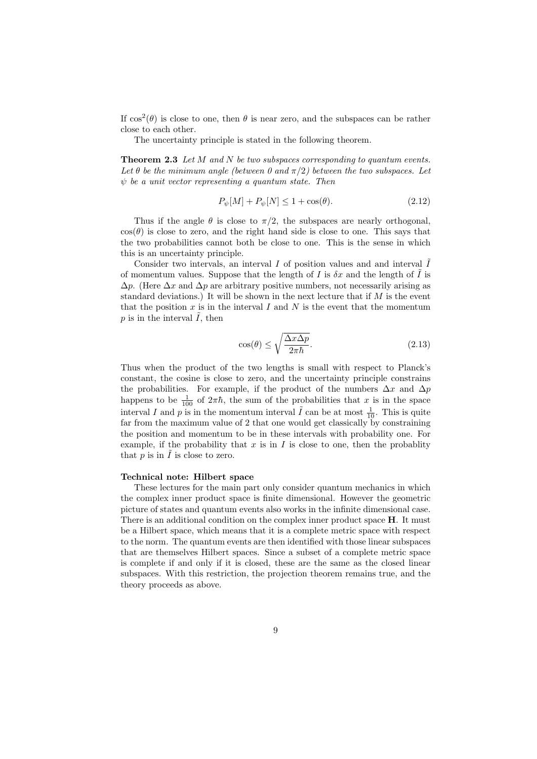If $\cos^2(\theta)$ is close to one, then $\theta$ is near zero, and the subspaces can be rather close to each other.

The uncertainty principle is stated in the following theorem.

**Theorem 2.3** *Let $M$ and $N$ be two subspaces corresponding to quantum events. Let $\theta$ be the minimum angle (between 0 and $\pi/2$) between the two subspaces. Let $\psi$ be a unit vector representing a quantum state. Then*

$$P_\psi[M] + P_\psi[N] \leq 1 + \cos(\theta). \tag{2.12}$$

Thus if the angle $\theta$ is close to $\pi/2$, the subspaces are nearly orthogonal, $\cos(\theta)$ is close to zero, and the right hand side is close to one. This says that the two probabilities cannot both be close to one. This is the sense in which this is an uncertainty principle.

Consider two intervals, an interval $I$ of position values and and interval $\tilde{I}$ of momentum values. Suppose that the length of $I$ is $\delta x$ and the length of $\tilde{I}$ is $\Delta p$. (Here $\Delta x$ and $\Delta p$ are arbitrary positive numbers, not necessarily arising as standard deviations.) It will be shown in the next lecture that if $M$ is the event that the position $x$ is in the interval $I$ and $N$ is the event that the momentum $p$ is in the interval $\tilde{I}$, then

$$\cos(\theta) \leq \sqrt{\frac{\Delta x \Delta p}{2\pi\hbar}}. \tag{2.13}$$

Thus when the product of the two lengths is small with respect to Planck's constant, the cosine is close to zero, and the uncertainty principle constrains the probabilities. For example, if the product of the numbers $\Delta x$ and $\Delta p$ happens to be $\frac{1}{100}$ of $2\pi\hbar$, the sum of the probabilities that $x$ is in the space interval $I$ and $p$ is in the momentum interval $\tilde{I}$ can be at most $\frac{1}{10}$. This is quite far from the maximum value of 2 that one would get classically by constraining the position and momentum to be in these intervals with probability one. For example, if the probability that $x$ is in $I$ is close to one, then the probablity that $p$ is in $\tilde{I}$ is close to zero.

**Technical note: Hilbert space**

These lectures for the main part only consider quantum mechanics in which the complex inner product space is finite dimensional. However the geometric picture of states and quantum events also works in the infinite dimensional case. There is an additional condition on the complex inner product space **H**. It must be a Hilbert space, which means that it is a complete metric space with respect to the norm. The quantum events are then identified with those linear subspaces that are themselves Hilbert spaces. Since a subset of a complete metric space is complete if and only if it is closed, these are the same as the closed linear subspaces. With this restriction, the projection theorem remains true, and the theory proceeds as above.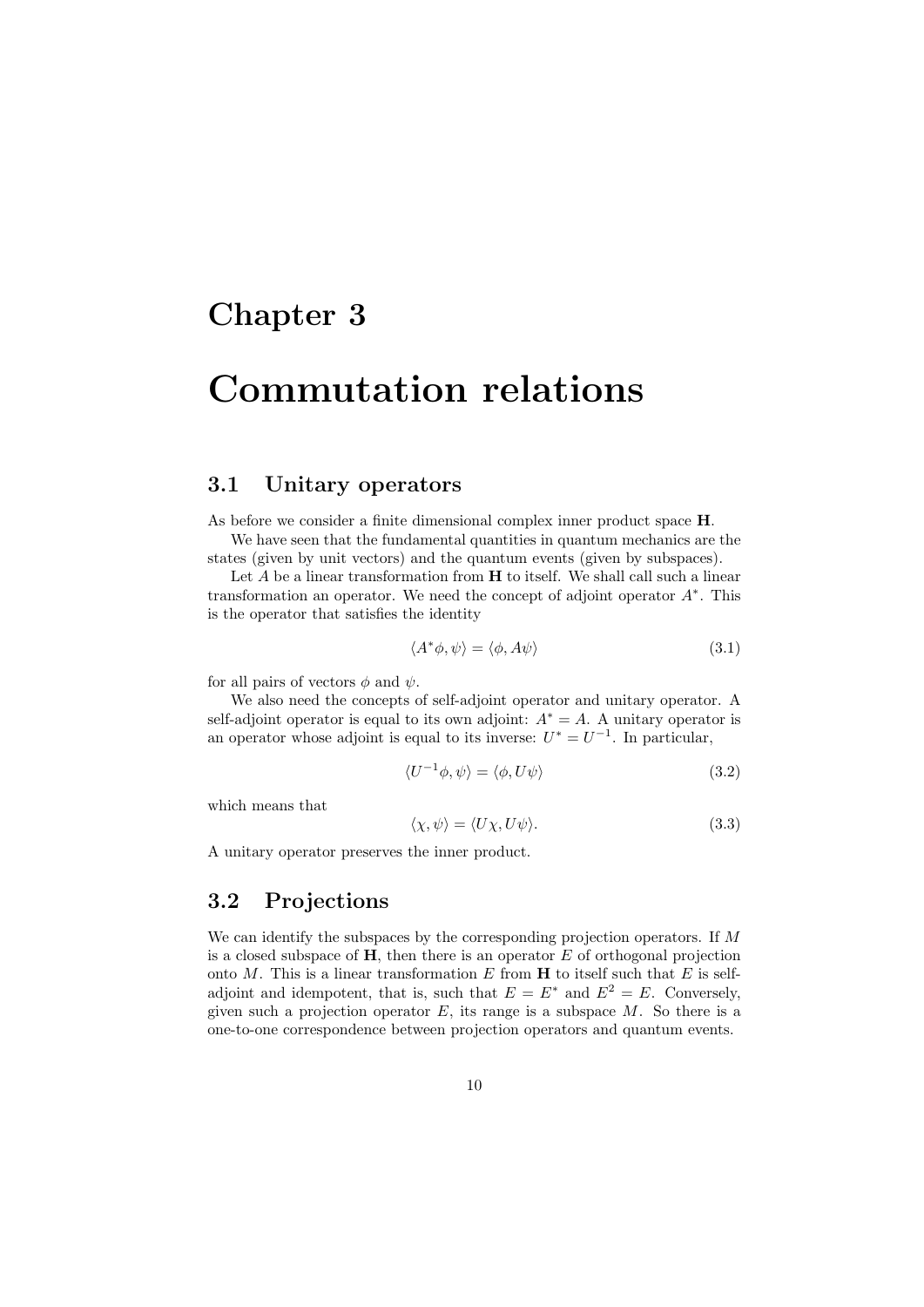# Chapter 3

# Commutation relations

## 3.1 Unitary operators

As before we consider a finite dimensional complex inner product space $\mathbf{H}$.

We have seen that the fundamental quantities in quantum mechanics are the states (given by unit vectors) and the quantum events (given by subspaces).

Let $A$ be a linear transformation from $\mathbf{H}$ to itself. We shall call such a linear transformation an operator. We need the concept of adjoint operator $A^*$. This is the operator that satisfies the identity

$$\langle A^*\phi, \psi\rangle = \langle \phi, A\psi\rangle \tag{3.1}$$

for all pairs of vectors $\phi$ and $\psi$.

We also need the concepts of self-adjoint operator and unitary operator. A self-adjoint operator is equal to its own adjoint: $A^* = A$. A unitary operator is an operator whose adjoint is equal to its inverse: $U^* = U^{-1}$. In particular,

$$\langle U^{-1}\phi, \psi\rangle = \langle \phi, U\psi\rangle \tag{3.2}$$

which means that

$$\langle \chi, \psi\rangle = \langle U\chi, U\psi\rangle. \tag{3.3}$$

A unitary operator preserves the inner product.

## 3.2 Projections

We can identify the subspaces by the corresponding projection operators. If $M$ is a closed subspace of $\mathbf{H}$, then there is an operator $E$ of orthogonal projection onto $M$. This is a linear transformation $E$ from $\mathbf{H}$ to itself such that $E$ is self-adjoint and idempotent, that is, such that $E = E^*$ and $E^2 = E$. Conversely, given such a projection operator $E$, its range is a subspace $M$. So there is a one-to-one correspondence between projection operators and quantum events.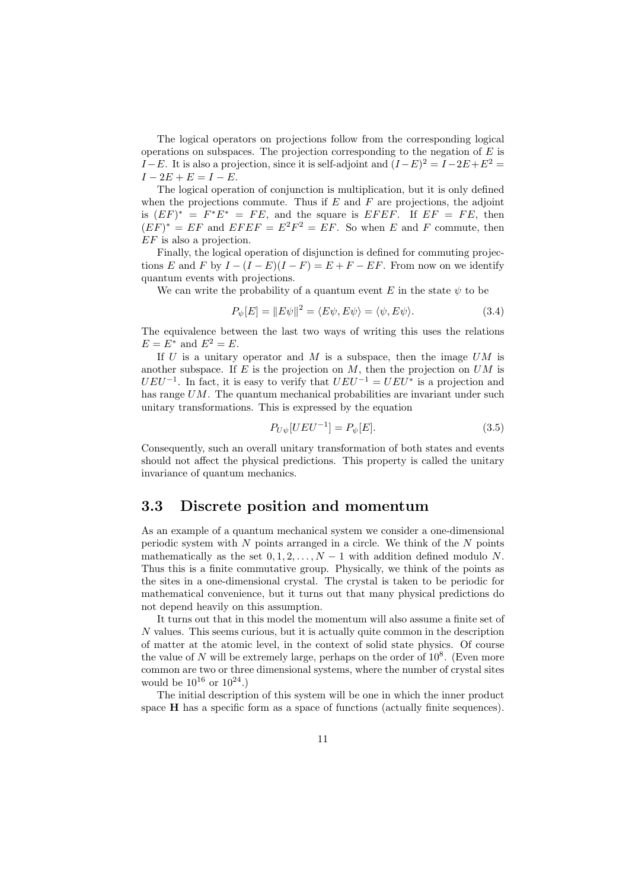The logical operators on projections follow from the corresponding logical operations on subspaces. The projection corresponding to the negation of $E$ is $I-E$. It is also a projection, since it is self-adjoint and $(I-E)^2 = I-2E+E^2 = I-2E+E = I-E$.

The logical operation of conjunction is multiplication, but it is only defined when the projections commute. Thus if $E$ and $F$ are projections, the adjoint is $(EF)^* = F^*E^* = FE$, and the square is $EFEF$. If $EF = FE$, then $(EF)^* = EF$ and $EFEF = E^2F^2 = EF$. So when $E$ and $F$ commute, then $EF$ is also a projection.

Finally, the logical operation of disjunction is defined for commuting projections $E$ and $F$ by $I-(I-E)(I-F) = E+F-EF$. From now on we identify quantum events with projections.

We can write the probability of a quantum event $E$ in the state $\psi$ to be

$$P_\psi[E] = \|E\psi\|^2 = \langle E\psi, E\psi\rangle = \langle \psi, E\psi\rangle. \tag{3.4}$$

The equivalence between the last two ways of writing this uses the relations $E = E^*$ and $E^2 = E$.

If $U$ is a unitary operator and $M$ is a subspace, then the image $UM$ is another subspace. If $E$ is the projection on $M$, then the projection on $UM$ is $UEU^{-1}$. In fact, it is easy to verify that $UEU^{-1} = UEU^*$ is a projection and has range $UM$. The quantum mechanical probabilities are invariant under such unitary transformations. This is expressed by the equation

$$P_{U\psi}[UEU^{-1}] = P_\psi[E]. \tag{3.5}$$

Consequently, such an overall unitary transformation of both states and events should not affect the physical predictions. This property is called the unitary invariance of quantum mechanics.

## 3.3 Discrete position and momentum

As an example of a quantum mechanical system we consider a one-dimensional periodic system with $N$ points arranged in a circle. We think of the $N$ points mathematically as the set $0, 1, 2, \ldots, N-1$ with addition defined modulo $N$. Thus this is a finite commutative group. Physically, we think of the points as the sites in a one-dimensional crystal. The crystal is taken to be periodic for mathematical convenience, but it turns out that many physical predictions do not depend heavily on this assumption.

It turns out that in this model the momentum will also assume a finite set of $N$ values. This seems curious, but it is actually quite common in the description of matter at the atomic level, in the context of solid state physics. Of course the value of $N$ will be extremely large, perhaps on the order of $10^8$. (Even more common are two or three dimensional systems, where the number of crystal sites would be $10^{16}$ or $10^{24}$.)

The initial description of this system will be one in which the inner product space $\mathbf{H}$ has a specific form as a space of functions (actually finite sequences).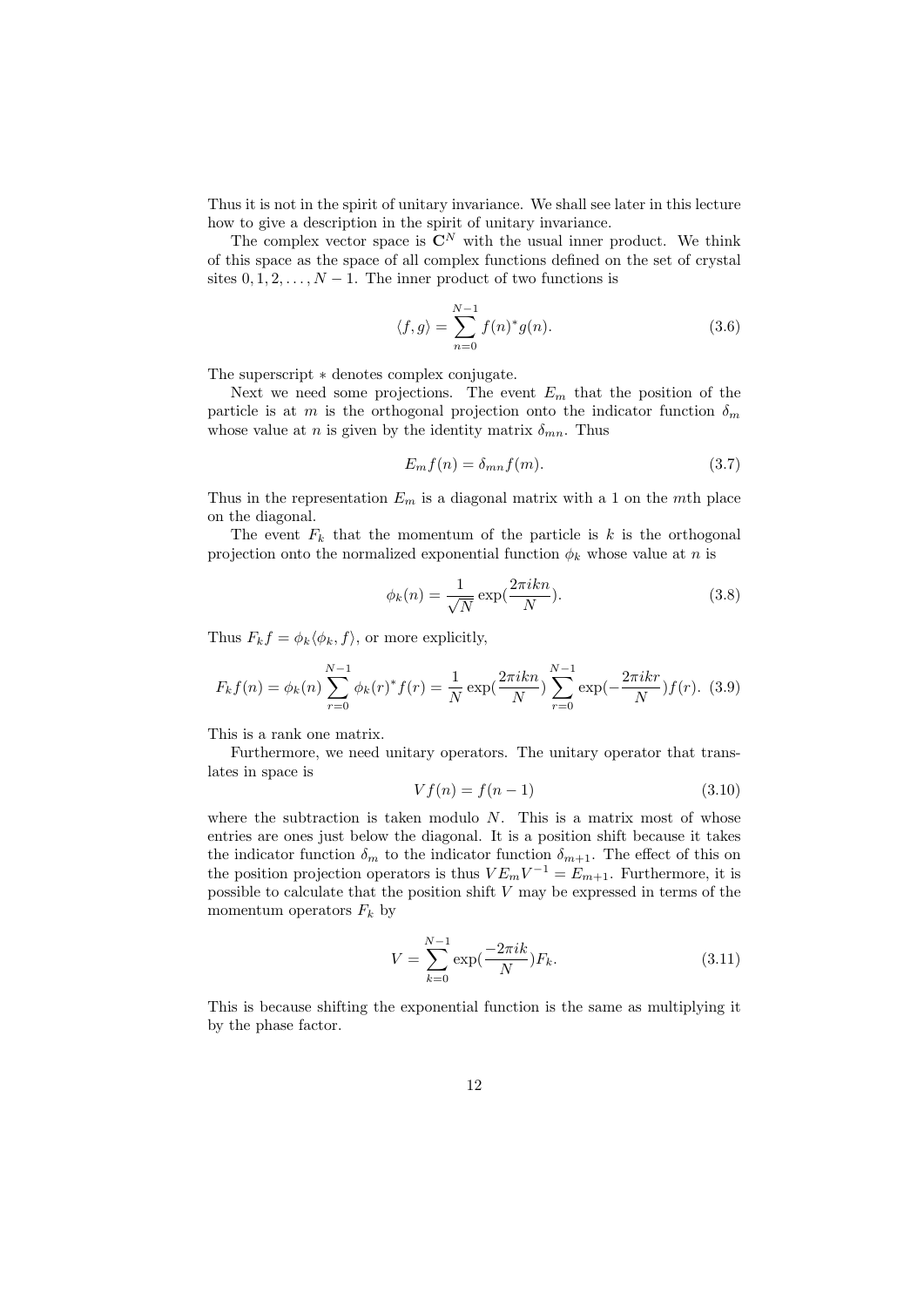Thus it is not in the spirit of unitary invariance. We shall see later in this lecture how to give a description in the spirit of unitary invariance.

The complex vector space is $\mathbf{C}^N$ with the usual inner product. We think of this space as the space of all complex functions defined on the set of crystal sites $0, 1, 2, \ldots, N-1$. The inner product of two functions is

$$\langle f, g \rangle = \sum_{n=0}^{N-1} f(n)^* g(n). \tag{3.6}$$

The superscript $*$ denotes complex conjugate.

Next we need some projections. The event $E_m$ that the position of the particle is at $m$ is the orthogonal projection onto the indicator function $\delta_m$ whose value at $n$ is given by the identity matrix $\delta_{mn}$. Thus

$$E_m f(n) = \delta_{mn} f(m). \tag{3.7}$$

Thus in the representation $E_m$ is a diagonal matrix with a 1 on the $m$th place on the diagonal.

The event $F_k$ that the momentum of the particle is $k$ is the orthogonal projection onto the normalized exponential function $\phi_k$ whose value at $n$ is

$$\phi_k(n) = \frac{1}{\sqrt{N}} \exp(\frac{2\pi i k n}{N}). \tag{3.8}$$

Thus $F_k f = \phi_k \langle \phi_k, f \rangle$, or more explicitly,

$$F_k f(n) = \phi_k(n) \sum_{r=0}^{N-1} \phi_k(r)^* f(r) = \frac{1}{N} \exp(\frac{2\pi i k n}{N}) \sum_{r=0}^{N-1} \exp(-\frac{2\pi i k r}{N}) f(r). \tag{3.9}$$

This is a rank one matrix.

Furthermore, we need unitary operators. The unitary operator that translates in space is

$$V f(n) = f(n-1) \tag{3.10}$$

where the subtraction is taken modulo $N$. This is a matrix most of whose entries are ones just below the diagonal. It is a position shift because it takes the indicator function $\delta_m$ to the indicator function $\delta_{m+1}$. The effect of this on the position projection operators is thus $V E_m V^{-1} = E_{m+1}$. Furthermore, it is possible to calculate that the position shift $V$ may be expressed in terms of the momentum operators $F_k$ by

$$V = \sum_{k=0}^{N-1} \exp(\frac{-2\pi i k}{N}) F_k. \tag{3.11}$$

This is because shifting the exponential function is the same as multiplying it by the phase factor.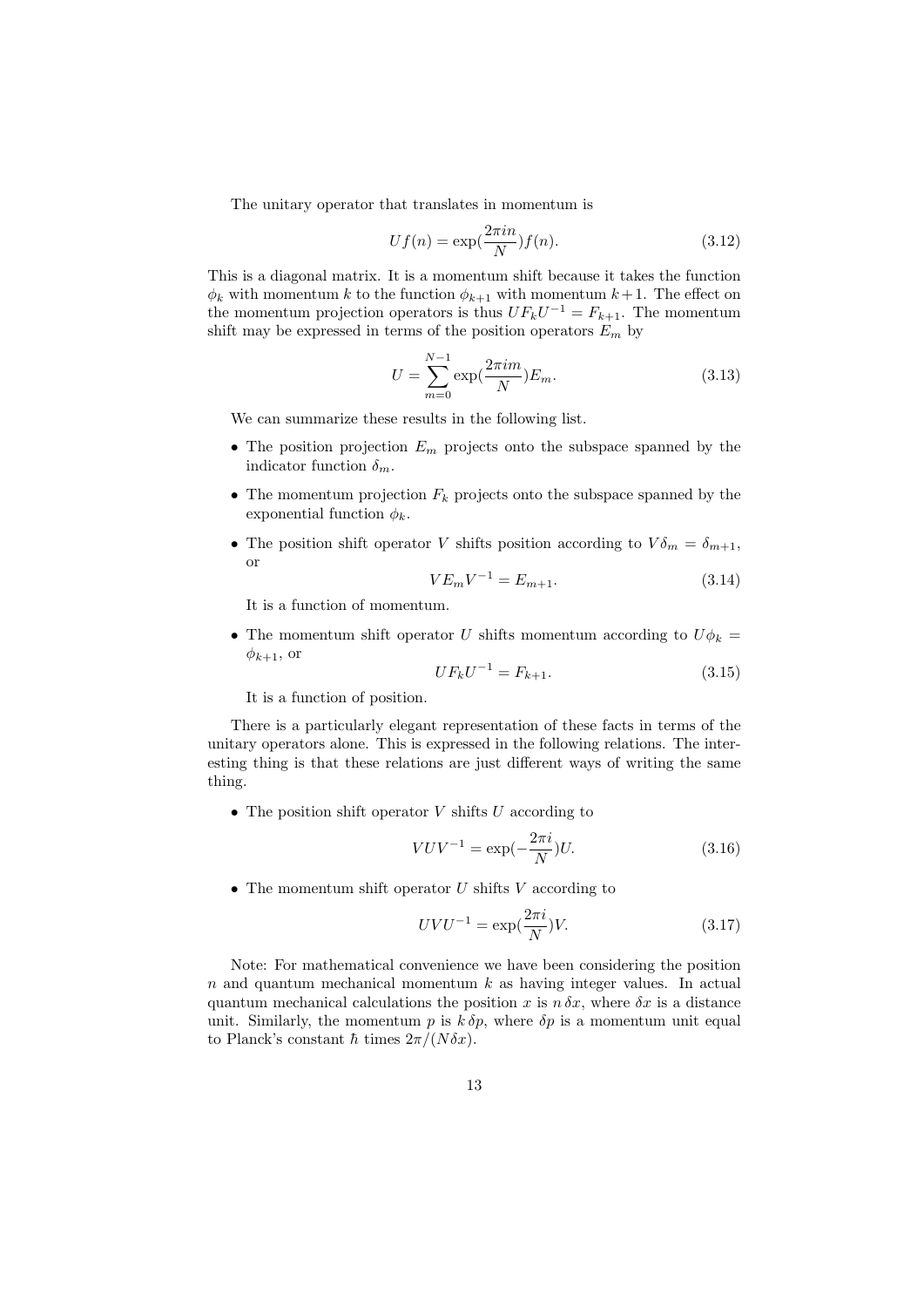The unitary operator that translates in momentum is

$$Uf(n) = \exp(\frac{2\pi i n}{N})f(n). \tag{3.12}$$

This is a diagonal matrix. It is a momentum shift because it takes the function $\phi_k$ with momentum $k$ to the function $\phi_{k+1}$ with momentum $k+1$. The effect on the momentum projection operators is thus $UF_kU^{-1} = F_{k+1}$. The momentum shift may be expressed in terms of the position operators $E_m$ by

$$U = \sum_{m=0}^{N-1} \exp(\frac{2\pi i m}{N})E_m. \tag{3.13}$$

We can summarize these results in the following list.

- The position projection $E_m$ projects onto the subspace spanned by the indicator function $\delta_m$.
- The momentum projection $F_k$ projects onto the subspace spanned by the exponential function $\phi_k$.
- The position shift operator $V$ shifts position according to $V\delta_m = \delta_{m+1}$, or

  $$VE_mV^{-1} = E_{m+1}. \tag{3.14}$$

  It is a function of momentum.
- The momentum shift operator $U$ shifts momentum according to $U\phi_k = \phi_{k+1}$, or

  $$UF_kU^{-1} = F_{k+1}. \tag{3.15}$$

  It is a function of position.

There is a particularly elegant representation of these facts in terms of the unitary operators alone. This is expressed in the following relations. The interesting thing is that these relations are just different ways of writing the same thing.

- The position shift operator $V$ shifts $U$ according to

  $$VUV^{-1} = \exp(-\frac{2\pi i}{N})U. \tag{3.16}$$

- The momentum shift operator $U$ shifts $V$ according to

  $$UVU^{-1} = \exp(\frac{2\pi i}{N})V. \tag{3.17}$$

Note: For mathematical convenience we have been considering the position $n$ and quantum mechanical momentum $k$ as having integer values. In actual quantum mechanical calculations the position $x$ is $n\,\delta x$, where $\delta x$ is a distance unit. Similarly, the momentum $p$ is $k\,\delta p$, where $\delta p$ is a momentum unit equal to Planck's constant $\hbar$ times $2\pi/(N\delta x)$.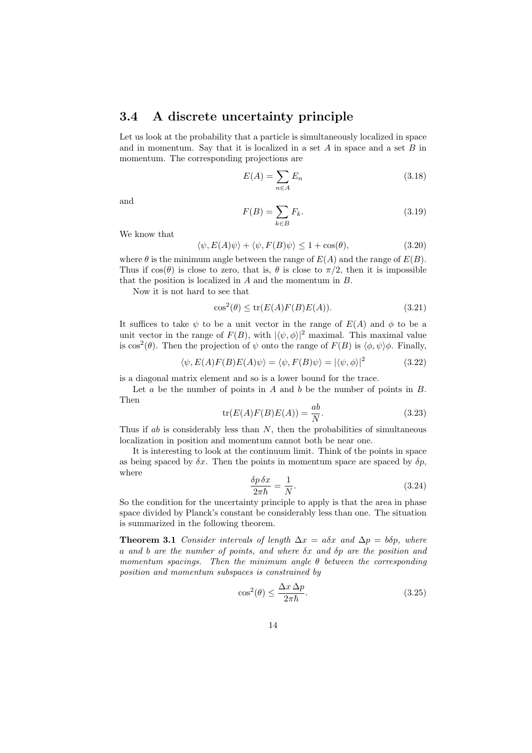## 3.4 A discrete uncertainty principle

Let us look at the probability that a particle is simultaneously localized in space and in momentum. Say that it is localized in a set $A$ in space and a set $B$ in momentum. The corresponding projections are

$$E(A) = \sum_{n \in A} E_n \tag{3.18}$$

and

$$F(B) = \sum_{k \in B} F_k. \tag{3.19}$$

We know that

$$\langle \psi, E(A)\psi \rangle + \langle \psi, F(B)\psi \rangle \leq 1 + \cos(\theta), \tag{3.20}$$

where $\theta$ is the minimum angle between the range of $E(A)$ and the range of $E(B)$. Thus if $\cos(\theta)$ is close to zero, that is, $\theta$ is close to $\pi/2$, then it is impossible that the position is localized in $A$ and the momentum in $B$.

Now it is not hard to see that

$$\cos^2(\theta) \leq \mathrm{tr}(E(A)F(B)E(A)). \tag{3.21}$$

It suffices to take $\psi$ to be a unit vector in the range of $E(A)$ and $\phi$ to be a unit vector in the range of $F(B)$, with $|\langle \psi, \phi \rangle|^2$ maximal. This maximal value is $\cos^2(\theta)$. Then the projection of $\psi$ onto the range of $F(B)$ is $\langle \phi, \psi \rangle \phi$. Finally,

$$\langle \psi, E(A)F(B)E(A)\psi \rangle = \langle \psi, F(B)\psi \rangle = |\langle \psi, \phi \rangle|^2 \tag{3.22}$$

is a diagonal matrix element and so is a lower bound for the trace.

Let $a$ be the number of points in $A$ and $b$ be the number of points in $B$. Then

$$\mathrm{tr}(E(A)F(B)E(A)) = \frac{ab}{N}. \tag{3.23}$$

Thus if $ab$ is considerably less than $N$, then the probabilities of simultaneous localization in position and momentum cannot both be near one.

It is interesting to look at the continuum limit. Think of the points in space as being spaced by $\delta x$. Then the points in momentum space are spaced by $\delta p$, where

$$\frac{\delta p \, \delta x}{2\pi\hbar} = \frac{1}{N}. \tag{3.24}$$

So the condition for the uncertainty principle to apply is that the area in phase space divided by Planck's constant be considerably less than one. The situation is summarized in the following theorem.

**Theorem 3.1** *Consider intervals of length $\Delta x = a\delta x$ and $\Delta p = b\delta p$, where $a$ and $b$ are the number of points, and where $\delta x$ and $\delta p$ are the position and momentum spacings. Then the minimum angle $\theta$ between the corresponding position and momentum subspaces is constrained by*

$$\cos^2(\theta) \leq \frac{\Delta x \, \Delta p}{2\pi\hbar}. \tag{3.25}$$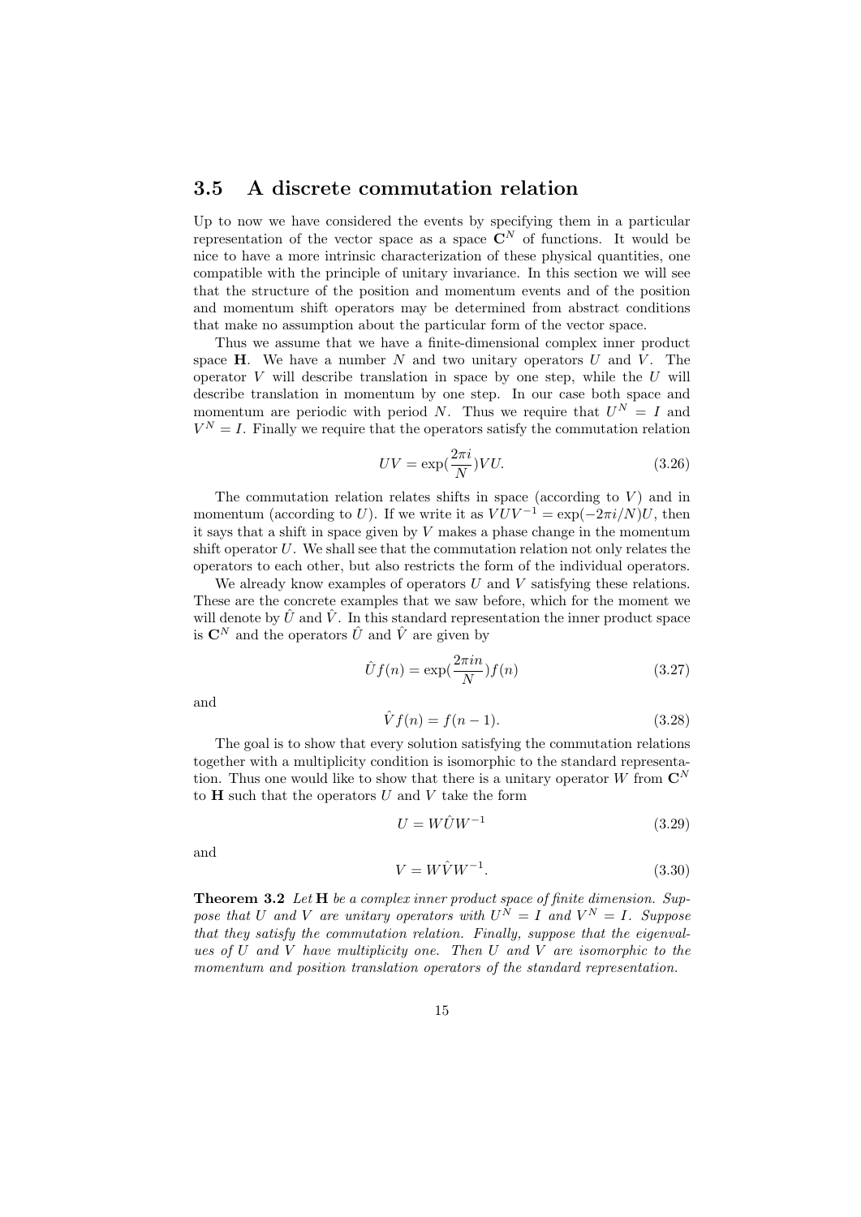## 3.5 A discrete commutation relation

Up to now we have considered the events by specifying them in a particular representation of the vector space as a space $\mathbf{C}^N$ of functions. It would be nice to have a more intrinsic characterization of these physical quantities, one compatible with the principle of unitary invariance. In this section we will see that the structure of the position and momentum events and of the position and momentum shift operators may be determined from abstract conditions that make no assumption about the particular form of the vector space.

Thus we assume that we have a finite-dimensional complex inner product space $\mathbf{H}$. We have a number $N$ and two unitary operators $U$ and $V$. The operator $V$ will describe translation in space by one step, while the $U$ will describe translation in momentum by one step. In our case both space and momentum are periodic with period $N$. Thus we require that $U^N = I$ and $V^N = I$. Finally we require that the operators satisfy the commutation relation

$$UV = \exp(\frac{2\pi i}{N})VU. \tag{3.26}$$

The commutation relation relates shifts in space (according to $V$) and in momentum (according to $U$). If we write it as $VUV^{-1} = \exp(-2\pi i/N)U$, then it says that a shift in space given by $V$ makes a phase change in the momentum shift operator $U$. We shall see that the commutation relation not only relates the operators to each other, but also restricts the form of the individual operators.

We already know examples of operators $U$ and $V$ satisfying these relations. These are the concrete examples that we saw before, which for the moment we will denote by $\hat{U}$ and $\hat{V}$. In this standard representation the inner product space is $\mathbf{C}^N$ and the operators $\hat{U}$ and $\hat{V}$ are given by

$$\hat{U}f(n) = \exp(\frac{2\pi i n}{N})f(n) \tag{3.27}$$

and

$$\hat{V}f(n) = f(n-1). \tag{3.28}$$

The goal is to show that every solution satisfying the commutation relations together with a multiplicity condition is isomorphic to the standard representation. Thus one would like to show that there is a unitary operator $W$ from $\mathbf{C}^N$ to $\mathbf{H}$ such that the operators $U$ and $V$ take the form

$$U = W\hat{U}W^{-1} \tag{3.29}$$

and

$$V = W\hat{V}W^{-1}. \tag{3.30}$$

**Theorem 3.2** *Let* $\mathbf{H}$ *be a complex inner product space of finite dimension. Suppose that* $U$ *and* $V$ *are unitary operators with* $U^N = I$ *and* $V^N = I$. *Suppose that they satisfy the commutation relation. Finally, suppose that the eigenvalues of* $U$ *and* $V$ *have multiplicity one. Then* $U$ *and* $V$ *are isomorphic to the momentum and position translation operators of the standard representation.*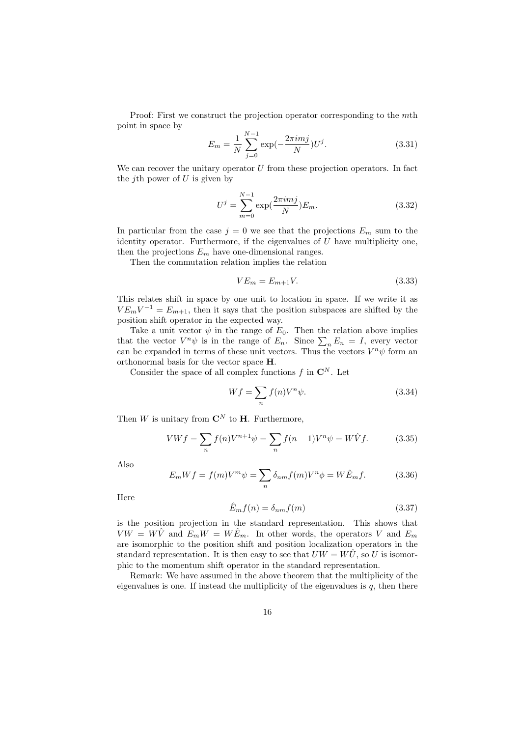Proof: First we construct the projection operator corresponding to the $m$th point in space by

$$E_m = \frac{1}{N} \sum_{j=0}^{N-1} \exp(-\frac{2\pi i m j}{N}) U^j. \tag{3.31}$$

We can recover the unitary operator $U$ from these projection operators. In fact the $j$th power of $U$ is given by

$$U^j = \sum_{m=0}^{N-1} \exp(\frac{2\pi i m j}{N}) E_m. \tag{3.32}$$

In particular from the case $j = 0$ we see that the projections $E_m$ sum to the identity operator. Furthermore, if the eigenvalues of $U$ have multiplicity one, then the projections $E_m$ have one-dimensional ranges.

Then the commutation relation implies the relation

$$V E_m = E_{m+1} V. \tag{3.33}$$

This relates shift in space by one unit to location in space. If we write it as $V E_m V^{-1} = E_{m+1}$, then it says that the position subspaces are shifted by the position shift operator in the expected way.

Take a unit vector $\psi$ in the range of $E_0$. Then the relation above implies that the vector $V^n \psi$ is in the range of $E_n$. Since $\sum_n E_n = I$, every vector can be expanded in terms of these unit vectors. Thus the vectors $V^n \psi$ form an orthonormal basis for the vector space $\mathbf{H}$.

Consider the space of all complex functions $f$ in $\mathbf{C}^N$. Let

$$W f = \sum_n f(n) V^n \psi. \tag{3.34}$$

Then $W$ is unitary from $\mathbf{C}^N$ to $\mathbf{H}$. Furthermore,

$$V W f = \sum_n f(n) V^{n+1} \psi = \sum_n f(n-1) V^n \psi = W \hat{V} f. \tag{3.35}$$

Also

$$E_m W f = f(m) V^m \psi = \sum_n \delta_{nm} f(m) V^n \phi = W \hat{E}_m f. \tag{3.36}$$

Here

$$\hat{E}_m f(n) = \delta_{nm} f(m) \tag{3.37}$$

is the position projection in the standard representation. This shows that $VW = W\hat{V}$ and $E_m W = W \hat{E}_m$. In other words, the operators $V$ and $E_m$ are isomorphic to the position shift and position localization operators in the standard representation. It is then easy to see that $UW = W\hat{U}$, so $U$ is isomorphic to the momentum shift operator in the standard representation.

Remark: We have assumed in the above theorem that the multiplicity of the eigenvalues is one. If instead the multiplicity of the eigenvalues is $q$, then there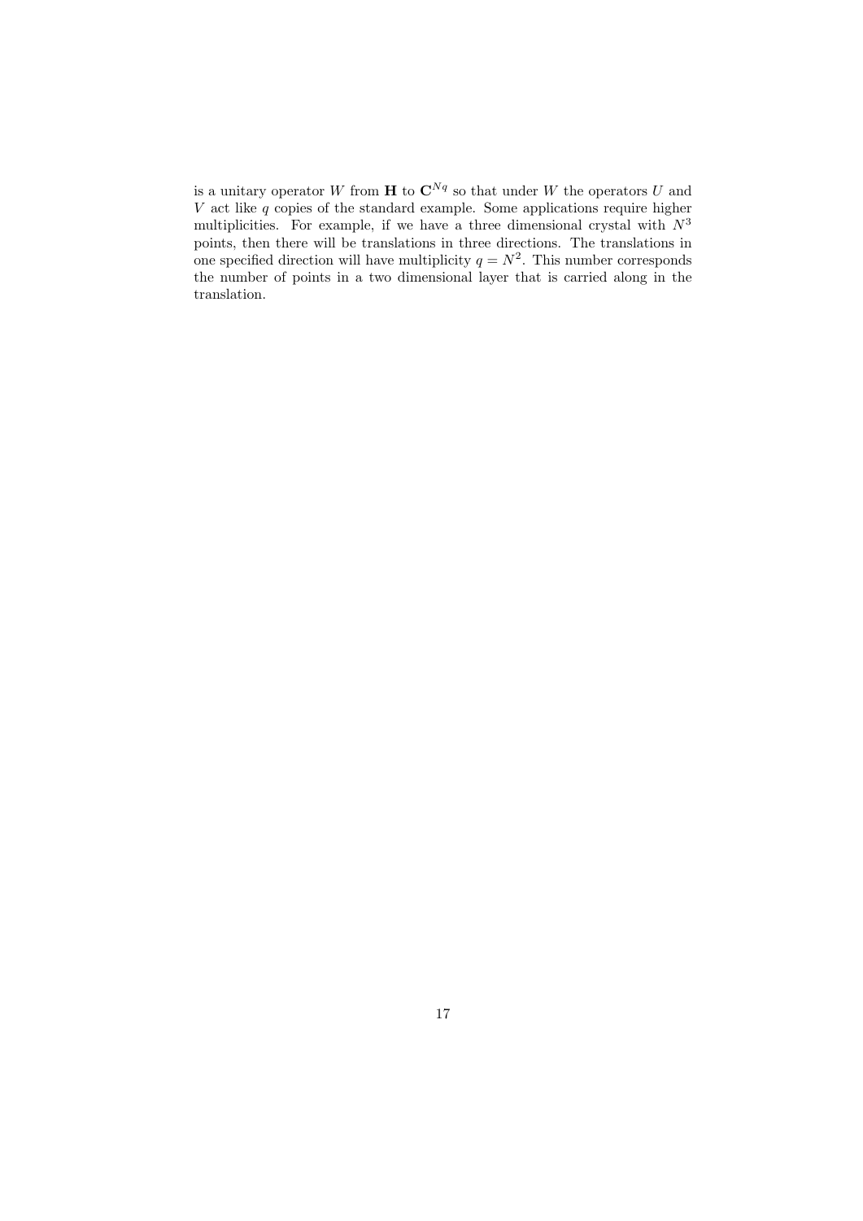is a unitary operator $W$ from $\mathbf{H}$ to $\mathbf{C}^{Nq}$ so that under $W$ the operators $U$ and $V$ act like $q$ copies of the standard example. Some applications require higher multiplicities. For example, if we have a three dimensional crystal with $N^3$ points, then there will be translations in three directions. The translations in one specified direction will have multiplicity $q = N^2$. This number corresponds the number of points in a two dimensional layer that is carried along in the translation.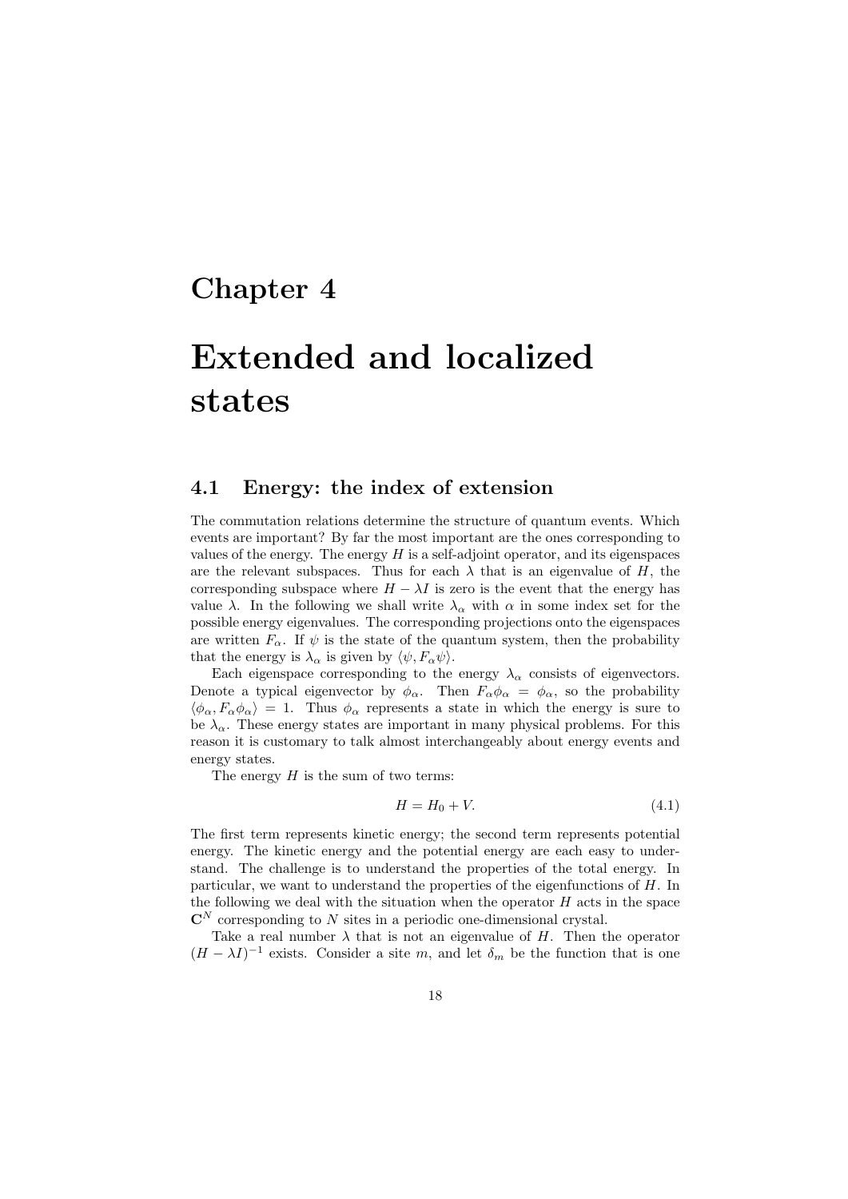# Chapter 4

# Extended and localized states

## 4.1 Energy: the index of extension

The commutation relations determine the structure of quantum events. Which events are important? By far the most important are the ones corresponding to values of the energy. The energy $H$ is a self-adjoint operator, and its eigenspaces are the relevant subspaces. Thus for each $\lambda$ that is an eigenvalue of $H$, the corresponding subspace where $H - \lambda I$ is zero is the event that the energy has value $\lambda$. In the following we shall write $\lambda_\alpha$ with $\alpha$ in some index set for the possible energy eigenvalues. The corresponding projections onto the eigenspaces are written $F_\alpha$. If $\psi$ is the state of the quantum system, then the probability that the energy is $\lambda_\alpha$ is given by $\langle \psi, F_\alpha \psi \rangle$.

Each eigenspace corresponding to the energy $\lambda_\alpha$ consists of eigenvectors. Denote a typical eigenvector by $\phi_\alpha$. Then $F_\alpha \phi_\alpha = \phi_\alpha$, so the probability $\langle \phi_\alpha, F_\alpha \phi_\alpha \rangle = 1$. Thus $\phi_\alpha$ represents a state in which the energy is sure to be $\lambda_\alpha$. These energy states are important in many physical problems. For this reason it is customary to talk almost interchangeably about energy events and energy states.

The energy $H$ is the sum of two terms:

$$H = H_0 + V. \tag{4.1}$$

The first term represents kinetic energy; the second term represents potential energy. The kinetic energy and the potential energy are each easy to understand. The challenge is to understand the properties of the total energy. In particular, we want to understand the properties of the eigenfunctions of $H$. In the following we deal with the situation when the operator $H$ acts in the space $\mathbf{C}^N$ corresponding to $N$ sites in a periodic one-dimensional crystal.

Take a real number $\lambda$ that is not an eigenvalue of $H$. Then the operator $(H - \lambda I)^{-1}$ exists. Consider a site $m$, and let $\delta_m$ be the function that is one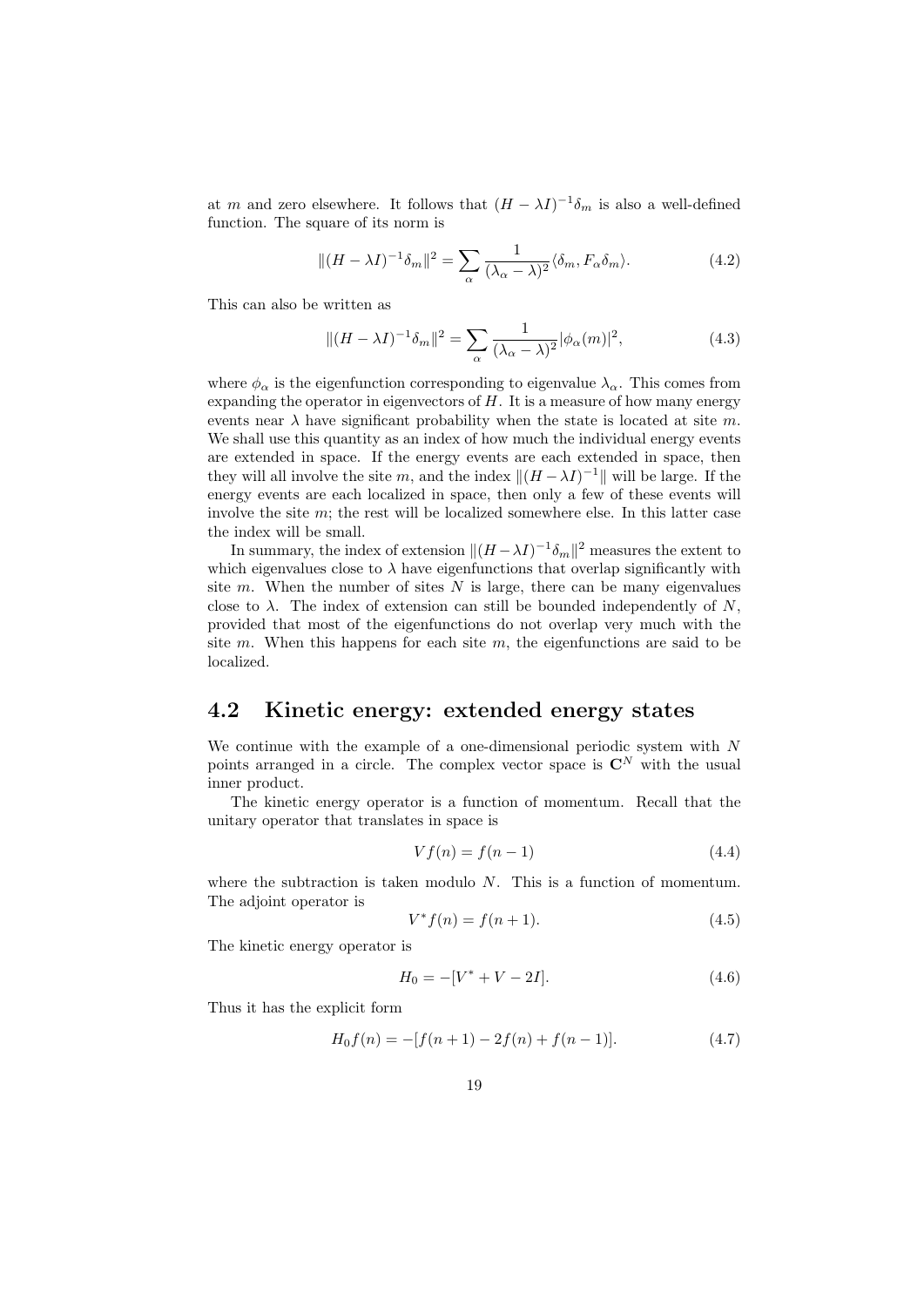at $m$ and zero elsewhere. It follows that $(H - \lambda I)^{-1}\delta_m$ is also a well-defined function. The square of its norm is

$$\|(H - \lambda I)^{-1}\delta_m\|^2 = \sum_\alpha \frac{1}{(\lambda_\alpha - \lambda)^2}\langle \delta_m, F_\alpha \delta_m\rangle. \tag{4.2}$$

This can also be written as

$$\|(H - \lambda I)^{-1}\delta_m\|^2 = \sum_\alpha \frac{1}{(\lambda_\alpha - \lambda)^2}|\phi_\alpha(m)|^2, \tag{4.3}$$

where $\phi_\alpha$ is the eigenfunction corresponding to eigenvalue $\lambda_\alpha$. This comes from expanding the operator in eigenvectors of $H$. It is a measure of how many energy events near $\lambda$ have significant probability when the state is located at site $m$. We shall use this quantity as an index of how much the individual energy events are extended in space. If the energy events are each extended in space, then they will all involve the site $m$, and the index $\|(H - \lambda I)^{-1}\|$ will be large. If the energy events are each localized in space, then only a few of these events will involve the site $m$; the rest will be localized somewhere else. In this latter case the index will be small.

In summary, the index of extension $\|(H - \lambda I)^{-1}\delta_m\|^2$ measures the extent to which eigenvalues close to $\lambda$ have eigenfunctions that overlap significantly with site $m$. When the number of sites $N$ is large, there can be many eigenvalues close to $\lambda$. The index of extension can still be bounded independently of $N$, provided that most of the eigenfunctions do not overlap very much with the site $m$. When this happens for each site $m$, the eigenfunctions are said to be localized.

## 4.2 Kinetic energy: extended energy states

We continue with the example of a one-dimensional periodic system with $N$ points arranged in a circle. The complex vector space is $\mathbf{C}^N$ with the usual inner product.

The kinetic energy operator is a function of momentum. Recall that the unitary operator that translates in space is

$$Vf(n) = f(n-1) \tag{4.4}$$

where the subtraction is taken modulo $N$. This is a function of momentum. The adjoint operator is

$$V^*f(n) = f(n+1). \tag{4.5}$$

The kinetic energy operator is

$$H_0 = -[V^* + V - 2I]. \tag{4.6}$$

Thus it has the explicit form

$$H_0 f(n) = -[f(n+1) - 2f(n) + f(n-1)]. \tag{4.7}$$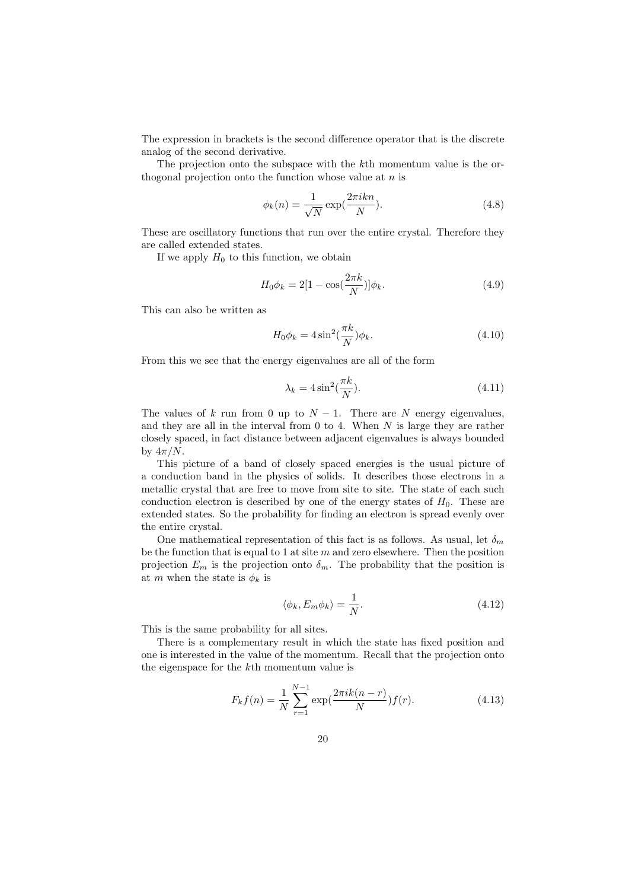The expression in brackets is the second difference operator that is the discrete analog of the second derivative.

The projection onto the subspace with the $k$th momentum value is the orthogonal projection onto the function whose value at $n$ is

$$\phi_k(n) = \frac{1}{\sqrt{N}} \exp(\frac{2\pi i k n}{N}). \tag{4.8}$$

These are oscillatory functions that run over the entire crystal. Therefore they are called extended states.

If we apply $H_0$ to this function, we obtain

$$H_0 \phi_k = 2[1 - \cos(\frac{2\pi k}{N})]\phi_k. \tag{4.9}$$

This can also be written as

$$H_0 \phi_k = 4 \sin^2(\frac{\pi k}{N})\phi_k. \tag{4.10}$$

From this we see that the energy eigenvalues are all of the form

$$\lambda_k = 4 \sin^2(\frac{\pi k}{N}). \tag{4.11}$$

The values of $k$ run from 0 up to $N - 1$. There are $N$ energy eigenvalues, and they are all in the interval from 0 to 4. When $N$ is large they are rather closely spaced, in fact distance between adjacent eigenvalues is always bounded by $4\pi/N$.

This picture of a band of closely spaced energies is the usual picture of a conduction band in the physics of solids. It describes those electrons in a metallic crystal that are free to move from site to site. The state of each such conduction electron is described by one of the energy states of $H_0$. These are extended states. So the probability for finding an electron is spread evenly over the entire crystal.

One mathematical representation of this fact is as follows. As usual, let $\delta_m$ be the function that is equal to 1 at site $m$ and zero elsewhere. Then the position projection $E_m$ is the projection onto $\delta_m$. The probability that the position is at $m$ when the state is $\phi_k$ is

$$\langle \phi_k, E_m \phi_k \rangle = \frac{1}{N}. \tag{4.12}$$

This is the same probability for all sites.

There is a complementary result in which the state has fixed position and one is interested in the value of the momentum. Recall that the projection onto the eigenspace for the $k$th momentum value is

$$F_k f(n) = \frac{1}{N} \sum_{r=1}^{N-1} \exp(\frac{2\pi i k(n-r)}{N}) f(r). \tag{4.13}$$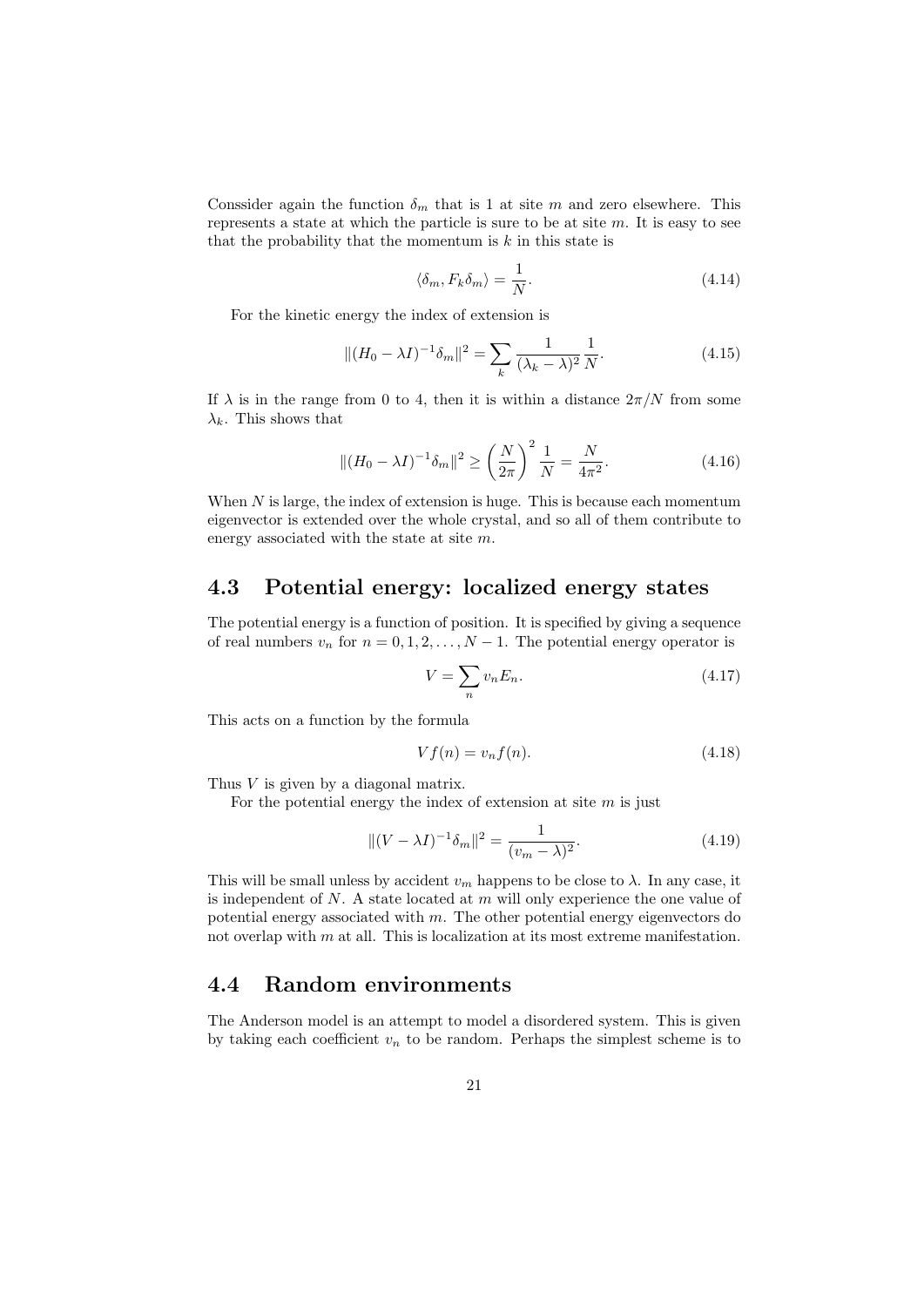Conssider again the function $\delta_m$ that is 1 at site $m$ and zero elsewhere. This represents a state at which the particle is sure to be at site $m$. It is easy to see that the probability that the momentum is $k$ in this state is

$$\langle \delta_m, F_k \delta_m \rangle = \frac{1}{N}. \tag{4.14}$$

For the kinetic energy the index of extension is

$$\|(H_0 - \lambda I)^{-1} \delta_m\|^2 = \sum_k \frac{1}{(\lambda_k - \lambda)^2} \frac{1}{N}. \tag{4.15}$$

If $\lambda$ is in the range from 0 to 4, then it is within a distance $2\pi/N$ from some $\lambda_k$. This shows that

$$\|(H_0 - \lambda I)^{-1} \delta_m\|^2 \geq \left(\frac{N}{2\pi}\right)^2 \frac{1}{N} = \frac{N}{4\pi^2}. \tag{4.16}$$

When $N$ is large, the index of extension is huge. This is because each momentum eigenvector is extended over the whole crystal, and so all of them contribute to energy associated with the state at site $m$.

## 4.3 Potential energy: localized energy states

The potential energy is a function of position. It is specified by giving a sequence of real numbers $v_n$ for $n = 0, 1, 2, \ldots, N-1$. The potential energy operator is

$$V = \sum_n v_n E_n. \tag{4.17}$$

This acts on a function by the formula

$$V f(n) = v_n f(n). \tag{4.18}$$

Thus $V$ is given by a diagonal matrix.

For the potential energy the index of extension at site $m$ is just

$$\|(V - \lambda I)^{-1} \delta_m\|^2 = \frac{1}{(v_m - \lambda)^2}. \tag{4.19}$$

This will be small unless by accident $v_m$ happens to be close to $\lambda$. In any case, it is independent of $N$. A state located at $m$ will only experience the one value of potential energy associated with $m$. The other potential energy eigenvectors do not overlap with $m$ at all. This is localization at its most extreme manifestation.

## 4.4 Random environments

The Anderson model is an attempt to model a disordered system. This is given by taking each coefficient $v_n$ to be random. Perhaps the simplest scheme is to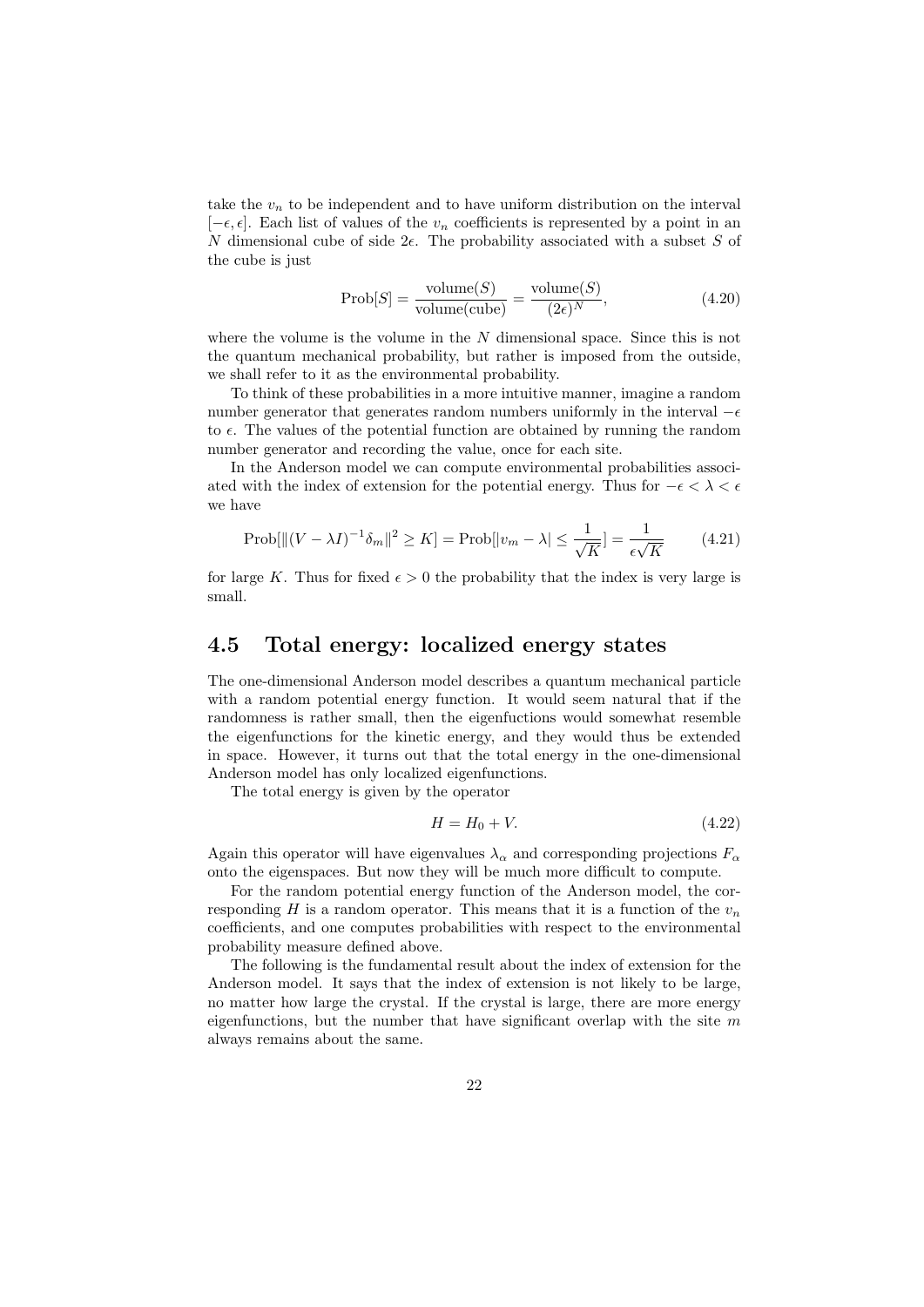take the $v_n$ to be independent and to have uniform distribution on the interval $[-\epsilon, \epsilon]$. Each list of values of the $v_n$ coefficients is represented by a point in an $N$ dimensional cube of side $2\epsilon$. The probability associated with a subset $S$ of the cube is just

$$\text{Prob}[S] = \frac{\text{volume}(S)}{\text{volume}(\text{cube})} = \frac{\text{volume}(S)}{(2\epsilon)^N}, \tag{4.20}$$

where the volume is the volume in the $N$ dimensional space. Since this is not the quantum mechanical probability, but rather is imposed from the outside, we shall refer to it as the environmental probability.

To think of these probabilities in a more intuitive manner, imagine a random number generator that generates random numbers uniformly in the interval $-\epsilon$ to $\epsilon$. The values of the potential function are obtained by running the random number generator and recording the value, once for each site.

In the Anderson model we can compute environmental probabilities associated with the index of extension for the potential energy. Thus for $-\epsilon < \lambda < \epsilon$ we have

$$\text{Prob}[\|(V - \lambda I)^{-1}\delta_m\|^2 \geq K] = \text{Prob}[|v_m - \lambda| \leq \frac{1}{\sqrt{K}}] = \frac{1}{\epsilon\sqrt{K}} \tag{4.21}$$

for large $K$. Thus for fixed $\epsilon > 0$ the probability that the index is very large is small.

## 4.5 Total energy: localized energy states

The one-dimensional Anderson model describes a quantum mechanical particle with a random potential energy function. It would seem natural that if the randomness is rather small, then the eigenfuctions would somewhat resemble the eigenfunctions for the kinetic energy, and they would thus be extended in space. However, it turns out that the total energy in the one-dimensional Anderson model has only localized eigenfunctions.

The total energy is given by the operator

$$H = H_0 + V. \tag{4.22}$$

Again this operator will have eigenvalues $\lambda_\alpha$ and corresponding projections $F_\alpha$ onto the eigenspaces. But now they will be much more difficult to compute.

For the random potential energy function of the Anderson model, the corresponding $H$ is a random operator. This means that it is a function of the $v_n$ coefficients, and one computes probabilities with respect to the environmental probability measure defined above.

The following is the fundamental result about the index of extension for the Anderson model. It says that the index of extension is not likely to be large, no matter how large the crystal. If the crystal is large, there are more energy eigenfunctions, but the number that have significant overlap with the site $m$ always remains about the same.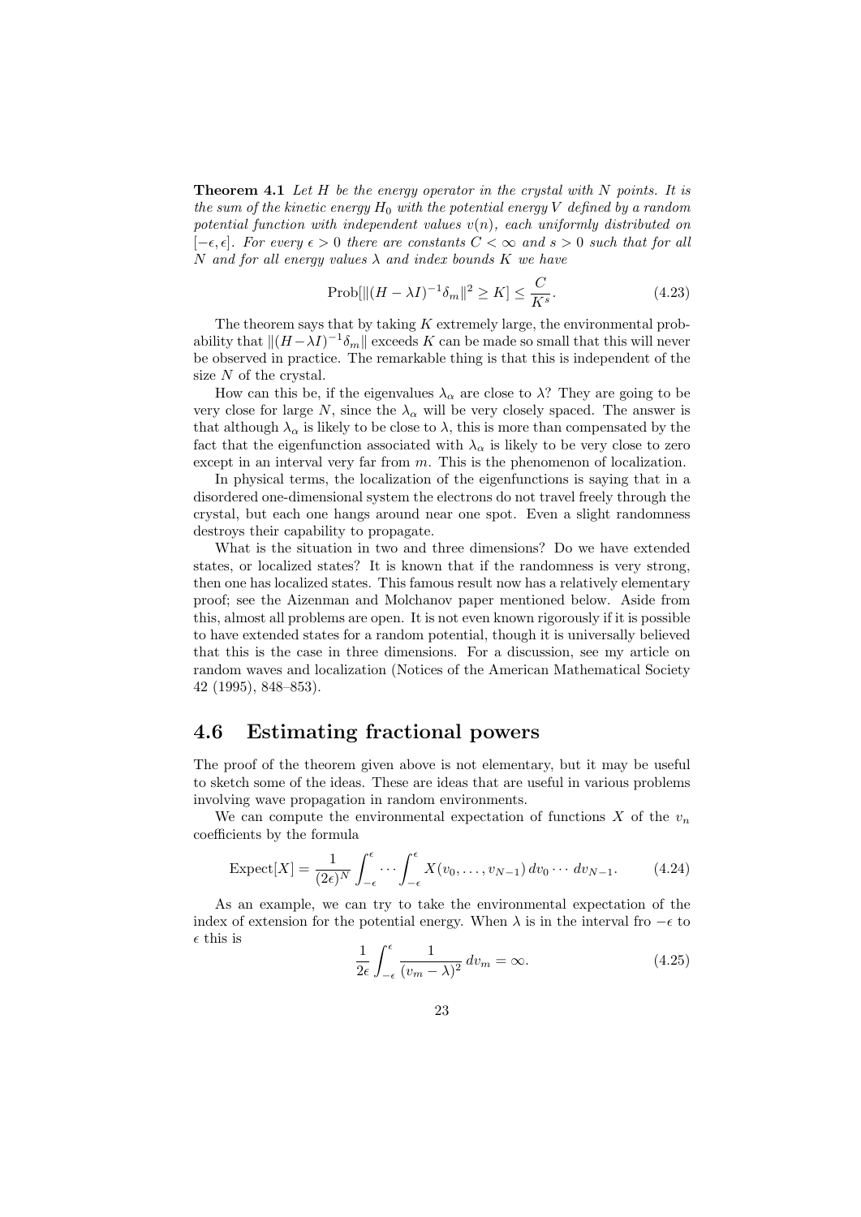**Theorem 4.1** *Let $H$ be the energy operator in the crystal with $N$ points. It is the sum of the kinetic energy $H_0$ with the potential energy $V$ defined by a random potential function with independent values $v(n)$, each uniformly distributed on $[-\epsilon, \epsilon]$. For every $\epsilon > 0$ there are constants $C < \infty$ and $s > 0$ such that for all $N$ and for all energy values $\lambda$ and index bounds $K$ we have*

$$\text{Prob}[\|(H - \lambda I)^{-1}\delta_m\|^2 \geq K] \leq \frac{C}{K^s}. \tag{4.23}$$

The theorem says that by taking $K$ extremely large, the environmental probability that $\|(H - \lambda I)^{-1}\delta_m\|$ exceeds $K$ can be made so small that this will never be observed in practice. The remarkable thing is that this is independent of the size $N$ of the crystal.

How can this be, if the eigenvalues $\lambda_\alpha$ are close to $\lambda$? They are going to be very close for large $N$, since the $\lambda_\alpha$ will be very closely spaced. The answer is that although $\lambda_\alpha$ is likely to be close to $\lambda$, this is more than compensated by the fact that the eigenfunction associated with $\lambda_\alpha$ is likely to be very close to zero except in an interval very far from $m$. This is the phenomenon of localization.

In physical terms, the localization of the eigenfunctions is saying that in a disordered one-dimensional system the electrons do not travel freely through the crystal, but each one hangs around near one spot. Even a slight randomness destroys their capability to propagate.

What is the situation in two and three dimensions? Do we have extended states, or localized states? It is known that if the randomness is very strong, then one has localized states. This famous result now has a relatively elementary proof; see the Aizenman and Molchanov paper mentioned below. Aside from this, almost all problems are open. It is not even known rigorously if it is possible to have extended states for a random potential, though it is universally believed that this is the case in three dimensions. For a discussion, see my article on random waves and localization (Notices of the American Mathematical Society 42 (1995), 848–853).

## 4.6 Estimating fractional powers

The proof of the theorem given above is not elementary, but it may be useful to sketch some of the ideas. These are ideas that are useful in various problems involving wave propagation in random environments.

We can compute the environmental expectation of functions $X$ of the $v_n$ coefficients by the formula

$$\text{Expect}[X] = \frac{1}{(2\epsilon)^N} \int_{-\epsilon}^{\epsilon} \cdots \int_{-\epsilon}^{\epsilon} X(v_0, \ldots, v_{N-1}) \, dv_0 \cdots dv_{N-1}. \tag{4.24}$$

As an example, we can try to take the environmental expectation of the index of extension for the potential energy. When $\lambda$ is in the interval fro $-\epsilon$ to $\epsilon$ this is

$$\frac{1}{2\epsilon} \int_{-\epsilon}^{\epsilon} \frac{1}{(v_m - \lambda)^2} \, dv_m = \infty. \tag{4.25}$$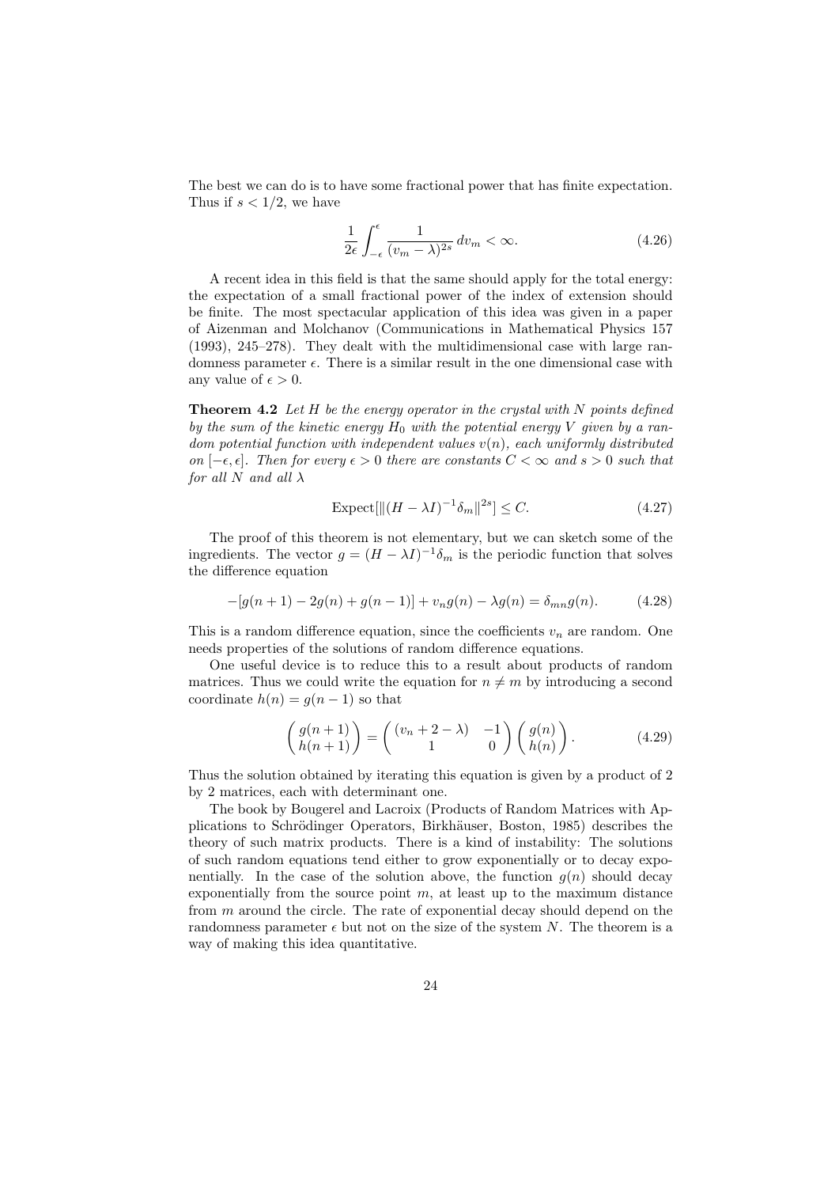The best we can do is to have some fractional power that has finite expectation. Thus if $s < 1/2$, we have

$$\frac{1}{2\epsilon} \int_{-\epsilon}^{\epsilon} \frac{1}{(v_m - \lambda)^{2s}} \, dv_m < \infty. \tag{4.26}$$

A recent idea in this field is that the same should apply for the total energy: the expectation of a small fractional power of the index of extension should be finite. The most spectacular application of this idea was given in a paper of Aizenman and Molchanov (Communications in Mathematical Physics 157 (1993), 245–278). They dealt with the multidimensional case with large randomness parameter $\epsilon$. There is a similar result in the one dimensional case with any value of $\epsilon > 0$.

**Theorem 4.2** *Let $H$ be the energy operator in the crystal with $N$ points defined by the sum of the kinetic energy $H_0$ with the potential energy $V$ given by a random potential function with independent values $v(n)$, each uniformly distributed on $[-\epsilon, \epsilon]$. Then for every $\epsilon > 0$ there are constants $C < \infty$ and $s > 0$ such that for all $N$ and all $\lambda$*

$$\text{Expect}[\|(H - \lambda I)^{-1} \delta_m\|^{2s}] \leq C. \tag{4.27}$$

The proof of this theorem is not elementary, but we can sketch some of the ingredients. The vector $g = (H - \lambda I)^{-1} \delta_m$ is the periodic function that solves the difference equation

$$-[g(n+1) - 2g(n) + g(n-1)] + v_n g(n) - \lambda g(n) = \delta_{mn} g(n). \tag{4.28}$$

This is a random difference equation, since the coefficients $v_n$ are random. One needs properties of the solutions of random difference equations.

One useful device is to reduce this to a result about products of random matrices. Thus we could write the equation for $n \neq m$ by introducing a second coordinate $h(n) = g(n-1)$ so that

$$\begin{pmatrix} g(n+1) \\ h(n+1) \end{pmatrix} = \begin{pmatrix} (v_n + 2 - \lambda) & -1 \\ 1 & 0 \end{pmatrix} \begin{pmatrix} g(n) \\ h(n) \end{pmatrix}. \tag{4.29}$$

Thus the solution obtained by iterating this equation is given by a product of 2 by 2 matrices, each with determinant one.

The book by Bougerel and Lacroix (Products of Random Matrices with Applications to Schrödinger Operators, Birkhäuser, Boston, 1985) describes the theory of such matrix products. There is a kind of instability: The solutions of such random equations tend either to grow exponentially or to decay exponentially. In the case of the solution above, the function $g(n)$ should decay exponentially from the source point $m$, at least up to the maximum distance from $m$ around the circle. The rate of exponential decay should depend on the randomness parameter $\epsilon$ but not on the size of the system $N$. The theorem is a way of making this idea quantitative.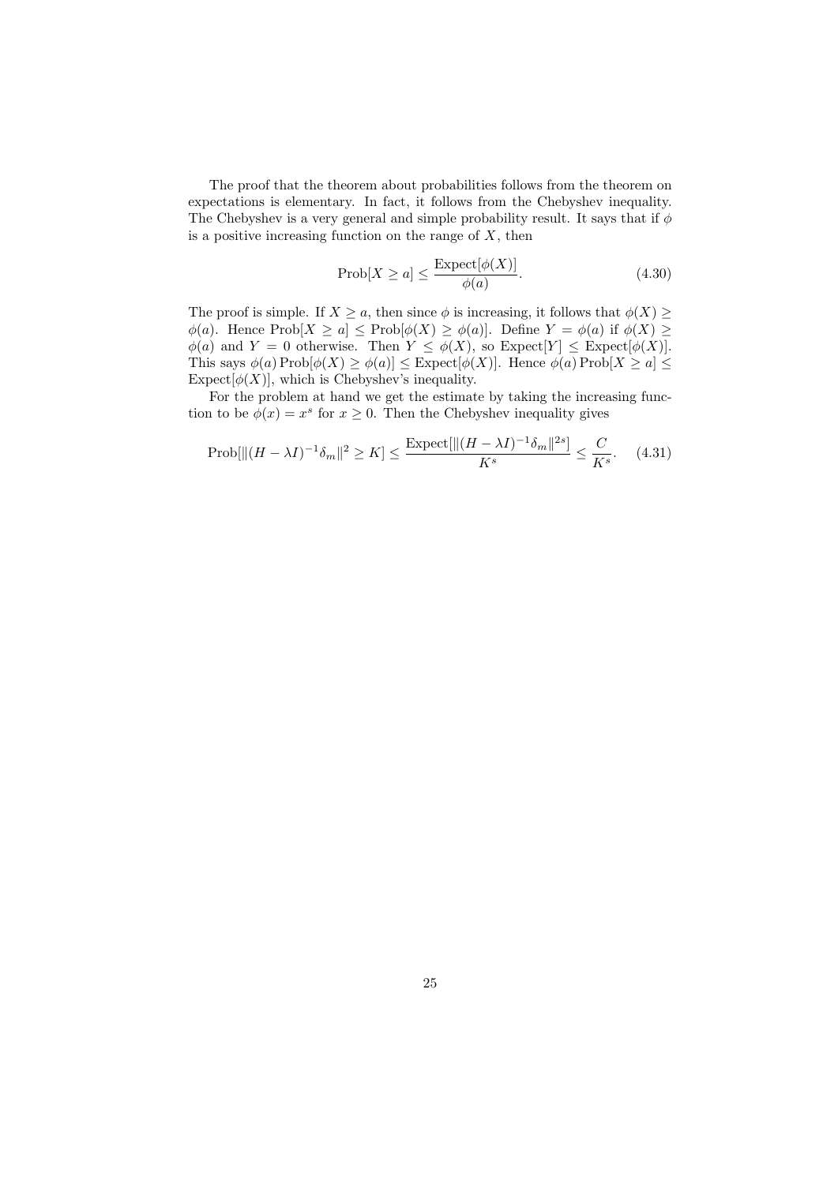The proof that the theorem about probabilities follows from the theorem on expectations is elementary. In fact, it follows from the Chebyshev inequality. The Chebyshev is a very general and simple probability result. It says that if $\phi$ is a positive increasing function on the range of $X$, then

$$\operatorname{Prob}[X \geq a] \leq \frac{\operatorname{Expect}[\phi(X)]}{\phi(a)}. \tag{4.30}$$

The proof is simple. If $X \geq a$, then since $\phi$ is increasing, it follows that $\phi(X) \geq \phi(a)$. Hence $\operatorname{Prob}[X \geq a] \leq \operatorname{Prob}[\phi(X) \geq \phi(a)]$. Define $Y = \phi(a)$ if $\phi(X) \geq \phi(a)$ and $Y = 0$ otherwise. Then $Y \leq \phi(X)$, so $\operatorname{Expect}[Y] \leq \operatorname{Expect}[\phi(X)]$. This says $\phi(a)\operatorname{Prob}[\phi(X) \geq \phi(a)] \leq \operatorname{Expect}[\phi(X)]$. Hence $\phi(a)\operatorname{Prob}[X \geq a] \leq \operatorname{Expect}[\phi(X)]$, which is Chebyshev's inequality.

For the problem at hand we get the estimate by taking the increasing function to be $\phi(x) = x^s$ for $x \geq 0$. Then the Chebyshev inequality gives

$$\operatorname{Prob}[\|(H - \lambda I)^{-1}\delta_m\|^2 \geq K] \leq \frac{\operatorname{Expect}[\|(H - \lambda I)^{-1}\delta_m\|^{2s}]}{K^s} \leq \frac{C}{K^s}. \tag{4.31}$$